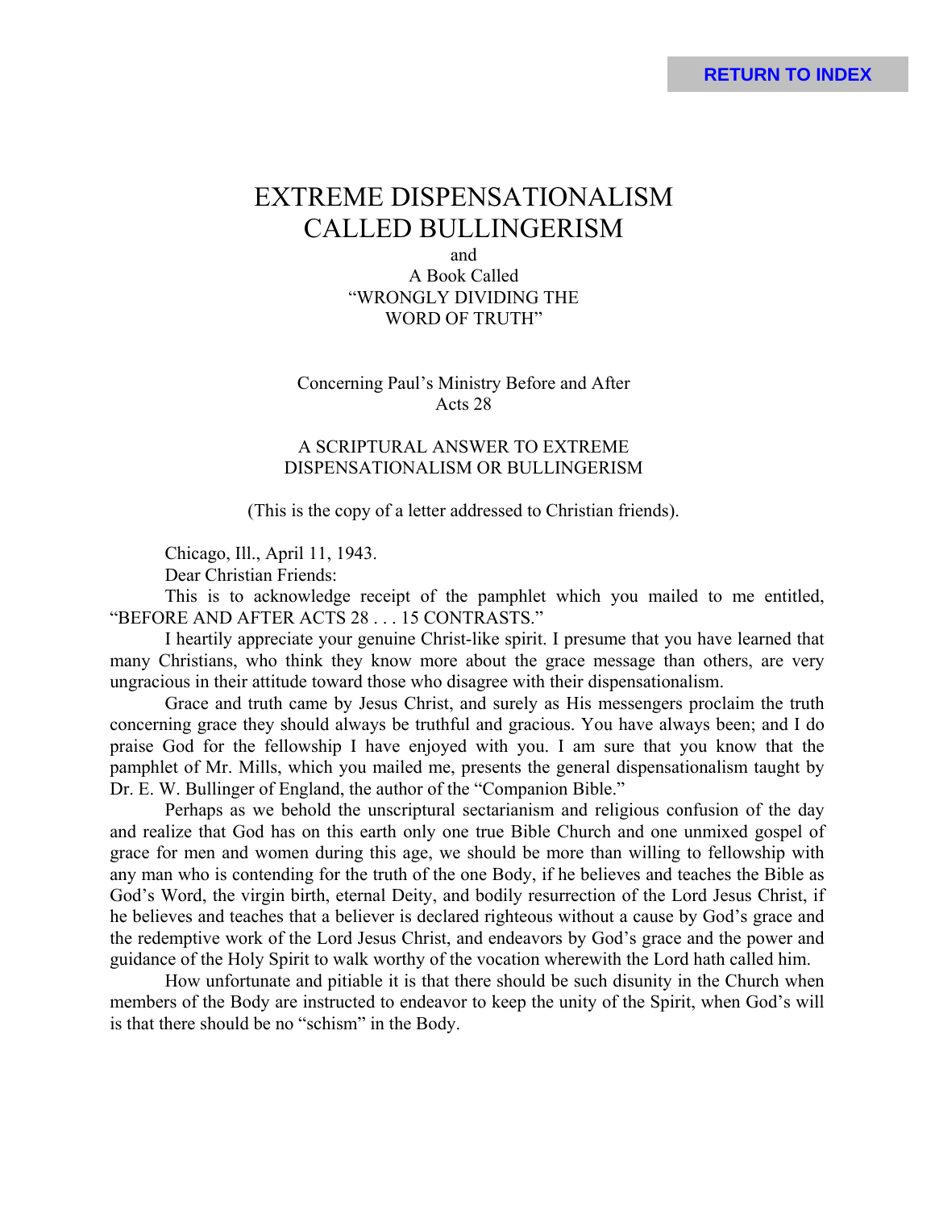# EXTREME DISPENSATIONALISM CALLED BULLINGERISM

and

A Book Called
"WRONGLY DIVIDING THE WORD OF TRUTH"

Concerning Paul's Ministry Before and After Acts 28

A SCRIPTURAL ANSWER TO EXTREME DISPENSATIONALISM OR BULLINGERISM

(This is the copy of a letter addressed to Christian friends).

Chicago, Ill., April 11, 1943.

Dear Christian Friends:

This is to acknowledge receipt of the pamphlet which you mailed to me entitled, "BEFORE AND AFTER ACTS 28 . . . 15 CONTRASTS."

I heartily appreciate your genuine Christ-like spirit. I presume that you have learned that many Christians, who think they know more about the grace message than others, are very ungracious in their attitude toward those who disagree with their dispensationalism.

Grace and truth came by Jesus Christ, and surely as His messengers proclaim the truth concerning grace they should always be truthful and gracious. You have always been; and I do praise God for the fellowship I have enjoyed with you. I am sure that you know that the pamphlet of Mr. Mills, which you mailed me, presents the general dispensationalism taught by Dr. E. W. Bullinger of England, the author of the "Companion Bible."

Perhaps as we behold the unscriptural sectarianism and religious confusion of the day and realize that God has on this earth only one true Bible Church and one unmixed gospel of grace for men and women during this age, we should be more than willing to fellowship with any man who is contending for the truth of the one Body, if he believes and teaches the Bible as God's Word, the virgin birth, eternal Deity, and bodily resurrection of the Lord Jesus Christ, if he believes and teaches that a believer is declared righteous without a cause by God's grace and the redemptive work of the Lord Jesus Christ, and endeavors by God's grace and the power and guidance of the Holy Spirit to walk worthy of the vocation wherewith the Lord hath called him.

How unfortunate and pitiable it is that there should be such disunity in the Church when members of the Body are instructed to endeavor to keep the unity of the Spirit, when God's will is that there should be no "schism" in the Body.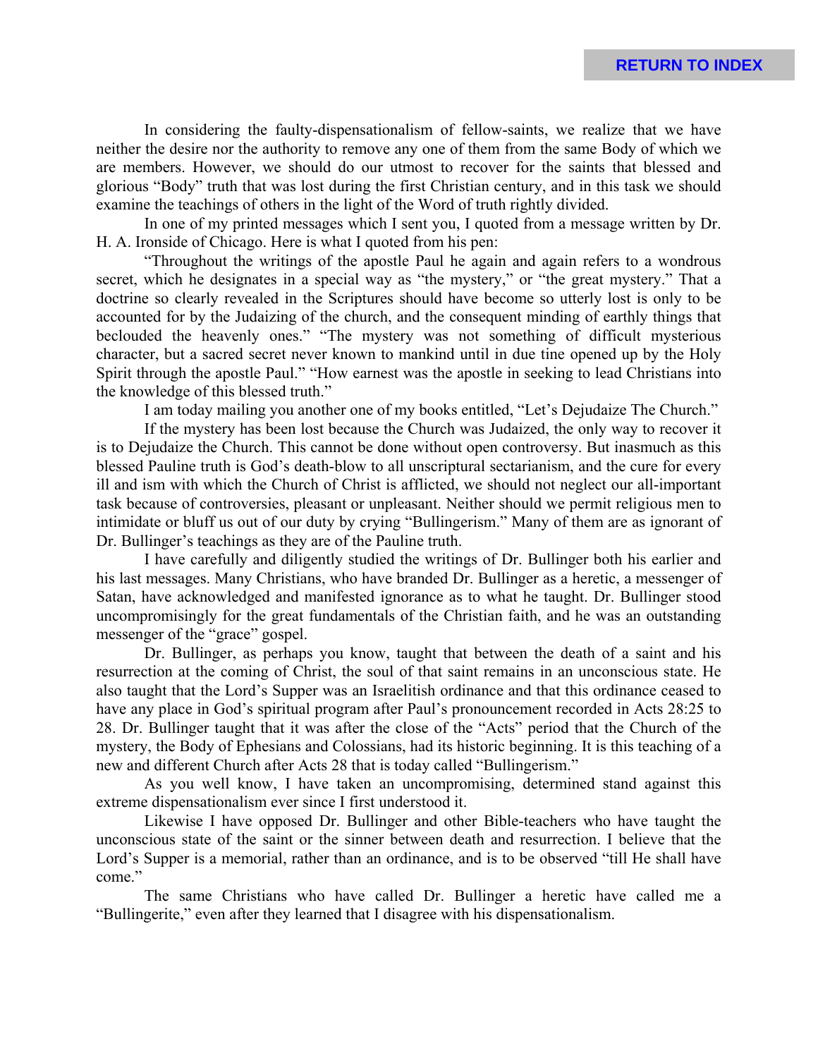In considering the faulty-dispensationalism of fellow-saints, we realize that we have neither the desire nor the authority to remove any one of them from the same Body of which we are members. However, we should do our utmost to recover for the saints that blessed and glorious "Body" truth that was lost during the first Christian century, and in this task we should examine the teachings of others in the light of the Word of truth rightly divided.

In one of my printed messages which I sent you, I quoted from a message written by Dr. H. A. Ironside of Chicago. Here is what I quoted from his pen:

"Throughout the writings of the apostle Paul he again and again refers to a wondrous secret, which he designates in a special way as "the mystery," or "the great mystery." That a doctrine so clearly revealed in the Scriptures should have become so utterly lost is only to be accounted for by the Judaizing of the church, and the consequent minding of earthly things that beclouded the heavenly ones." "The mystery was not something of difficult mysterious character, but a sacred secret never known to mankind until in due tine opened up by the Holy Spirit through the apostle Paul." "How earnest was the apostle in seeking to lead Christians into the knowledge of this blessed truth."

I am today mailing you another one of my books entitled, "Let's Dejudaize The Church."

If the mystery has been lost because the Church was Judaized, the only way to recover it is to Dejudaize the Church. This cannot be done without open controversy. But inasmuch as this blessed Pauline truth is God's death-blow to all unscriptural sectarianism, and the cure for every ill and ism with which the Church of Christ is afflicted, we should not neglect our all-important task because of controversies, pleasant or unpleasant. Neither should we permit religious men to intimidate or bluff us out of our duty by crying "Bullingerism." Many of them are as ignorant of Dr. Bullinger's teachings as they are of the Pauline truth.

I have carefully and diligently studied the writings of Dr. Bullinger both his earlier and his last messages. Many Christians, who have branded Dr. Bullinger as a heretic, a messenger of Satan, have acknowledged and manifested ignorance as to what he taught. Dr. Bullinger stood uncompromisingly for the great fundamentals of the Christian faith, and he was an outstanding messenger of the "grace" gospel.

Dr. Bullinger, as perhaps you know, taught that between the death of a saint and his resurrection at the coming of Christ, the soul of that saint remains in an unconscious state. He also taught that the Lord's Supper was an Israelitish ordinance and that this ordinance ceased to have any place in God's spiritual program after Paul's pronouncement recorded in Acts 28:25 to 28. Dr. Bullinger taught that it was after the close of the "Acts" period that the Church of the mystery, the Body of Ephesians and Colossians, had its historic beginning. It is this teaching of a new and different Church after Acts 28 that is today called "Bullingerism."

As you well know, I have taken an uncompromising, determined stand against this extreme dispensationalism ever since I first understood it.

Likewise I have opposed Dr. Bullinger and other Bible-teachers who have taught the unconscious state of the saint or the sinner between death and resurrection. I believe that the Lord's Supper is a memorial, rather than an ordinance, and is to be observed "till He shall have come."

The same Christians who have called Dr. Bullinger a heretic have called me a "Bullingerite," even after they learned that I disagree with his dispensationalism.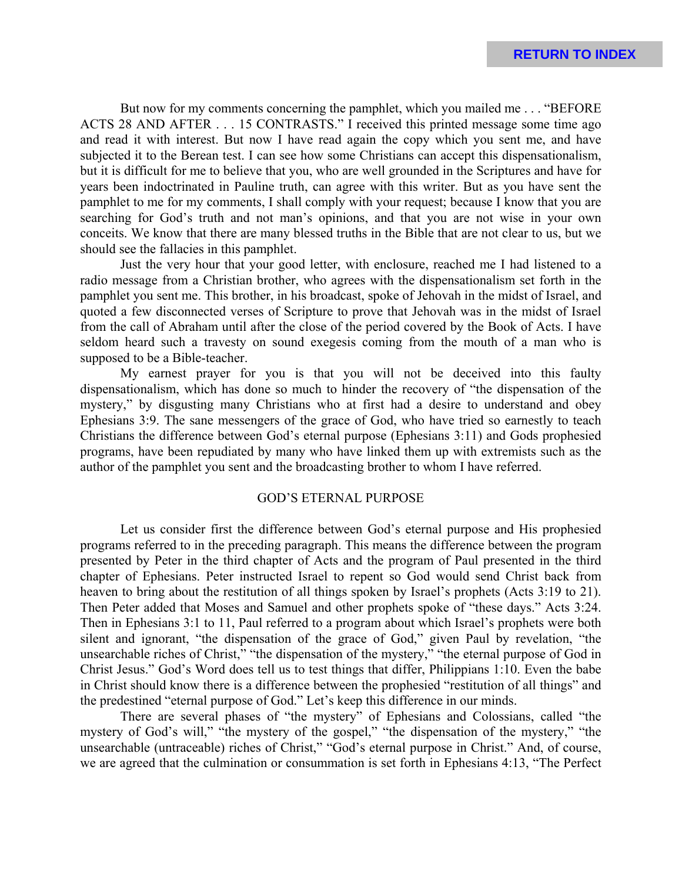But now for my comments concerning the pamphlet, which you mailed me . . . "BEFORE ACTS 28 AND AFTER . . . 15 CONTRASTS." I received this printed message some time ago and read it with interest. But now I have read again the copy which you sent me, and have subjected it to the Berean test. I can see how some Christians can accept this dispensationalism, but it is difficult for me to believe that you, who are well grounded in the Scriptures and have for years been indoctrinated in Pauline truth, can agree with this writer. But as you have sent the pamphlet to me for my comments, I shall comply with your request; because I know that you are searching for God's truth and not man's opinions, and that you are not wise in your own conceits. We know that there are many blessed truths in the Bible that are not clear to us, but we should see the fallacies in this pamphlet.

Just the very hour that your good letter, with enclosure, reached me I had listened to a radio message from a Christian brother, who agrees with the dispensationalism set forth in the pamphlet you sent me. This brother, in his broadcast, spoke of Jehovah in the midst of Israel, and quoted a few disconnected verses of Scripture to prove that Jehovah was in the midst of Israel from the call of Abraham until after the close of the period covered by the Book of Acts. I have seldom heard such a travesty on sound exegesis coming from the mouth of a man who is supposed to be a Bible-teacher.

My earnest prayer for you is that you will not be deceived into this faulty dispensationalism, which has done so much to hinder the recovery of "the dispensation of the mystery," by disgusting many Christians who at first had a desire to understand and obey Ephesians 3:9. The sane messengers of the grace of God, who have tried so earnestly to teach Christians the difference between God's eternal purpose (Ephesians 3:11) and Gods prophesied programs, have been repudiated by many who have linked them up with extremists such as the author of the pamphlet you sent and the broadcasting brother to whom I have referred.

## GOD'S ETERNAL PURPOSE

Let us consider first the difference between God's eternal purpose and His prophesied programs referred to in the preceding paragraph. This means the difference between the program presented by Peter in the third chapter of Acts and the program of Paul presented in the third chapter of Ephesians. Peter instructed Israel to repent so God would send Christ back from heaven to bring about the restitution of all things spoken by Israel's prophets (Acts 3:19 to 21). Then Peter added that Moses and Samuel and other prophets spoke of "these days." Acts 3:24. Then in Ephesians 3:1 to 11, Paul referred to a program about which Israel's prophets were both silent and ignorant, "the dispensation of the grace of God," given Paul by revelation, "the unsearchable riches of Christ," "the dispensation of the mystery," "the eternal purpose of God in Christ Jesus." God's Word does tell us to test things that differ, Philippians 1:10. Even the babe in Christ should know there is a difference between the prophesied "restitution of all things" and the predestined "eternal purpose of God." Let's keep this difference in our minds.

There are several phases of "the mystery" of Ephesians and Colossians, called "the mystery of God's will," "the mystery of the gospel," "the dispensation of the mystery," "the unsearchable (untraceable) riches of Christ," "God's eternal purpose in Christ." And, of course, we are agreed that the culmination or consummation is set forth in Ephesians 4:13, "The Perfect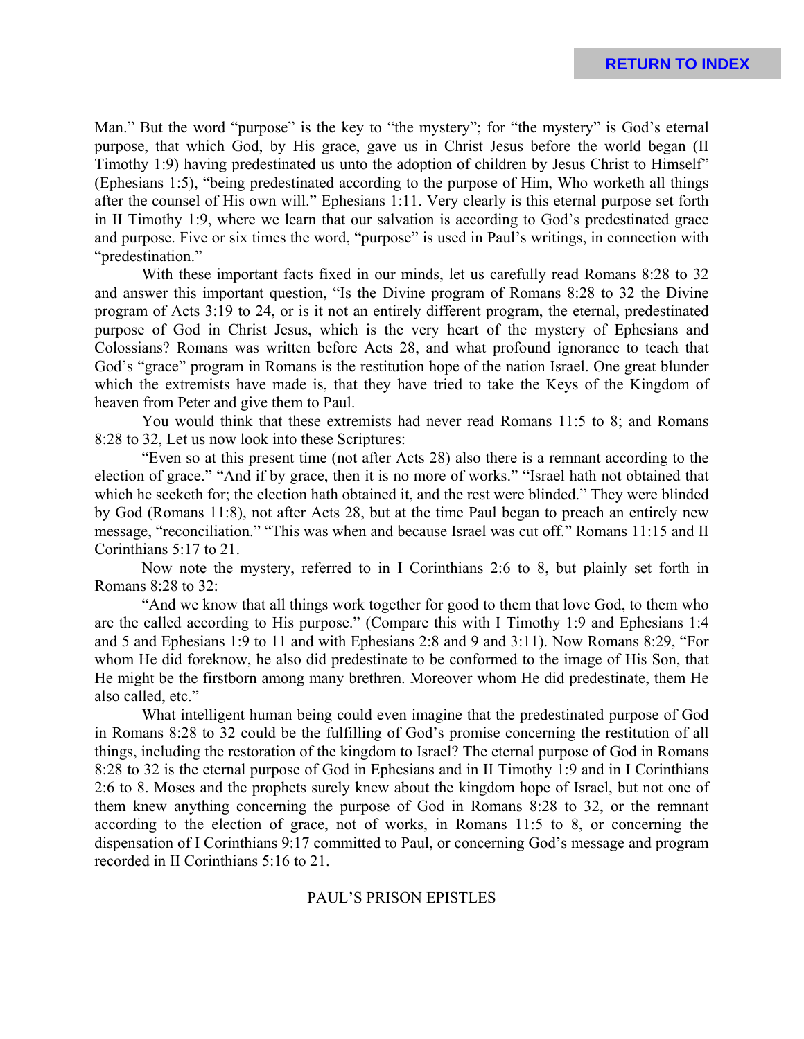Man." But the word "purpose" is the key to "the mystery"; for "the mystery" is God's eternal purpose, that which God, by His grace, gave us in Christ Jesus before the world began (II Timothy 1:9) having predestinated us unto the adoption of children by Jesus Christ to Himself" (Ephesians 1:5), "being predestinated according to the purpose of Him, Who worketh all things after the counsel of His own will." Ephesians 1:11. Very clearly is this eternal purpose set forth in II Timothy 1:9, where we learn that our salvation is according to God's predestinated grace and purpose. Five or six times the word, "purpose" is used in Paul's writings, in connection with "predestination."

With these important facts fixed in our minds, let us carefully read Romans 8:28 to 32 and answer this important question, "Is the Divine program of Romans 8:28 to 32 the Divine program of Acts 3:19 to 24, or is it not an entirely different program, the eternal, predestinated purpose of God in Christ Jesus, which is the very heart of the mystery of Ephesians and Colossians? Romans was written before Acts 28, and what profound ignorance to teach that God's "grace" program in Romans is the restitution hope of the nation Israel. One great blunder which the extremists have made is, that they have tried to take the Keys of the Kingdom of heaven from Peter and give them to Paul.

You would think that these extremists had never read Romans 11:5 to 8; and Romans 8:28 to 32, Let us now look into these Scriptures:

"Even so at this present time (not after Acts 28) also there is a remnant according to the election of grace." "And if by grace, then it is no more of works." "Israel hath not obtained that which he seeketh for; the election hath obtained it, and the rest were blinded." They were blinded by God (Romans 11:8), not after Acts 28, but at the time Paul began to preach an entirely new message, "reconciliation." "This was when and because Israel was cut off." Romans 11:15 and II Corinthians 5:17 to 21.

Now note the mystery, referred to in I Corinthians 2:6 to 8, but plainly set forth in Romans 8:28 to 32:

"And we know that all things work together for good to them that love God, to them who are the called according to His purpose." (Compare this with I Timothy 1:9 and Ephesians 1:4 and 5 and Ephesians 1:9 to 11 and with Ephesians 2:8 and 9 and 3:11). Now Romans 8:29, "For whom He did foreknow, he also did predestinate to be conformed to the image of His Son, that He might be the firstborn among many brethren. Moreover whom He did predestinate, them He also called, etc."

What intelligent human being could even imagine that the predestinated purpose of God in Romans 8:28 to 32 could be the fulfilling of God's promise concerning the restitution of all things, including the restoration of the kingdom to Israel? The eternal purpose of God in Romans 8:28 to 32 is the eternal purpose of God in Ephesians and in II Timothy 1:9 and in I Corinthians 2:6 to 8. Moses and the prophets surely knew about the kingdom hope of Israel, but not one of them knew anything concerning the purpose of God in Romans 8:28 to 32, or the remnant according to the election of grace, not of works, in Romans 11:5 to 8, or concerning the dispensation of I Corinthians 9:17 committed to Paul, or concerning God's message and program recorded in II Corinthians 5:16 to 21.

## PAUL'S PRISON EPISTLES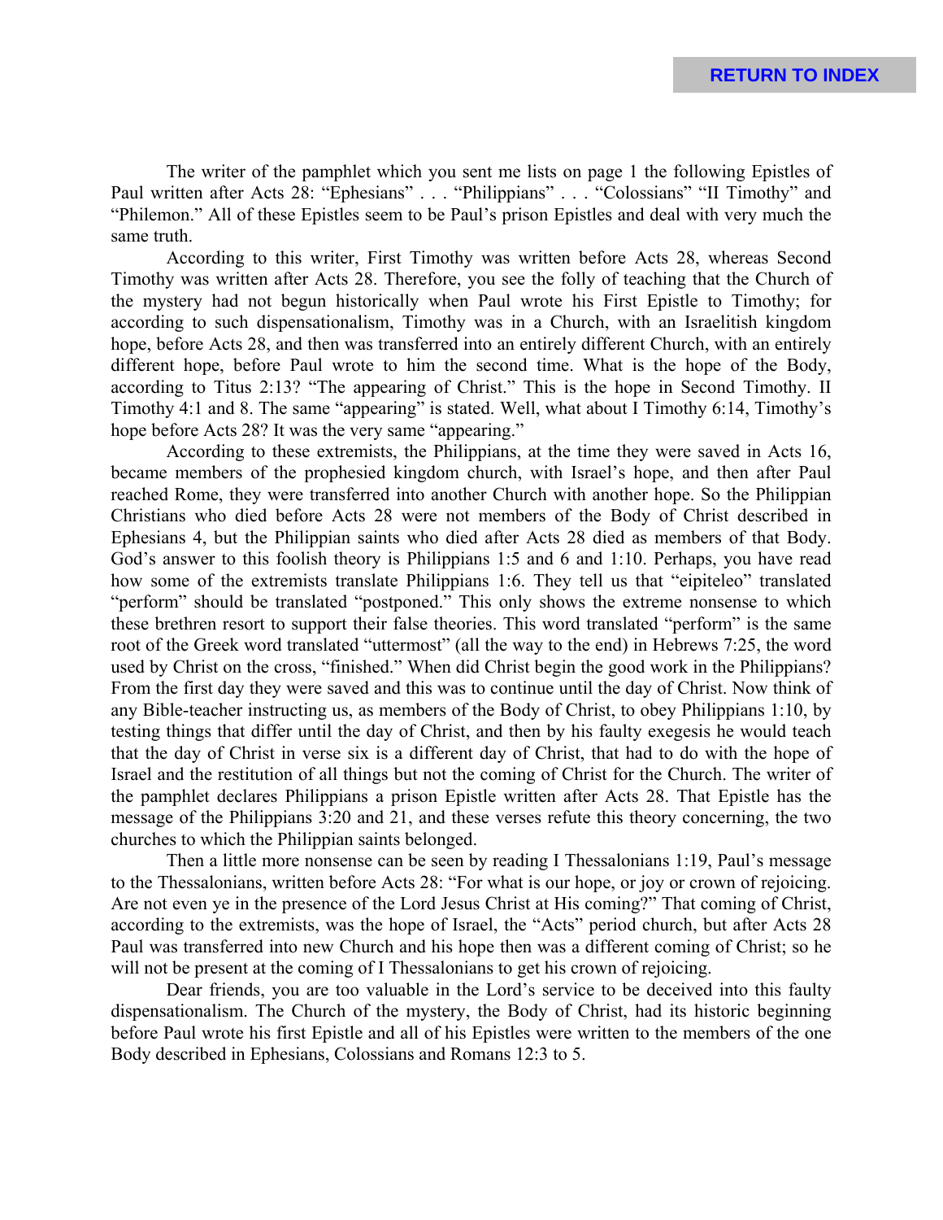The writer of the pamphlet which you sent me lists on page 1 the following Epistles of Paul written after Acts 28: "Ephesians" . . . "Philippians" . . . "Colossians" "II Timothy" and "Philemon." All of these Epistles seem to be Paul's prison Epistles and deal with very much the same truth.

According to this writer, First Timothy was written before Acts 28, whereas Second Timothy was written after Acts 28. Therefore, you see the folly of teaching that the Church of the mystery had not begun historically when Paul wrote his First Epistle to Timothy; for according to such dispensationalism, Timothy was in a Church, with an Israelitish kingdom hope, before Acts 28, and then was transferred into an entirely different Church, with an entirely different hope, before Paul wrote to him the second time. What is the hope of the Body, according to Titus 2:13? "The appearing of Christ." This is the hope in Second Timothy. II Timothy 4:1 and 8. The same "appearing" is stated. Well, what about I Timothy 6:14, Timothy's hope before Acts 28? It was the very same "appearing."

According to these extremists, the Philippians, at the time they were saved in Acts 16, became members of the prophesied kingdom church, with Israel's hope, and then after Paul reached Rome, they were transferred into another Church with another hope. So the Philippian Christians who died before Acts 28 were not members of the Body of Christ described in Ephesians 4, but the Philippian saints who died after Acts 28 died as members of that Body. God's answer to this foolish theory is Philippians 1:5 and 6 and 1:10. Perhaps, you have read how some of the extremists translate Philippians 1:6. They tell us that "eipiteleo" translated "perform" should be translated "postponed." This only shows the extreme nonsense to which these brethren resort to support their false theories. This word translated "perform" is the same root of the Greek word translated "uttermost" (all the way to the end) in Hebrews 7:25, the word used by Christ on the cross, "finished." When did Christ begin the good work in the Philippians? From the first day they were saved and this was to continue until the day of Christ. Now think of any Bible-teacher instructing us, as members of the Body of Christ, to obey Philippians 1:10, by testing things that differ until the day of Christ, and then by his faulty exegesis he would teach that the day of Christ in verse six is a different day of Christ, that had to do with the hope of Israel and the restitution of all things but not the coming of Christ for the Church. The writer of the pamphlet declares Philippians a prison Epistle written after Acts 28. That Epistle has the message of the Philippians 3:20 and 21, and these verses refute this theory concerning, the two churches to which the Philippian saints belonged.

Then a little more nonsense can be seen by reading I Thessalonians 1:19, Paul's message to the Thessalonians, written before Acts 28: "For what is our hope, or joy or crown of rejoicing. Are not even ye in the presence of the Lord Jesus Christ at His coming?" That coming of Christ, according to the extremists, was the hope of Israel, the "Acts" period church, but after Acts 28 Paul was transferred into new Church and his hope then was a different coming of Christ; so he will not be present at the coming of I Thessalonians to get his crown of rejoicing.

Dear friends, you are too valuable in the Lord's service to be deceived into this faulty dispensationalism. The Church of the mystery, the Body of Christ, had its historic beginning before Paul wrote his first Epistle and all of his Epistles were written to the members of the one Body described in Ephesians, Colossians and Romans 12:3 to 5.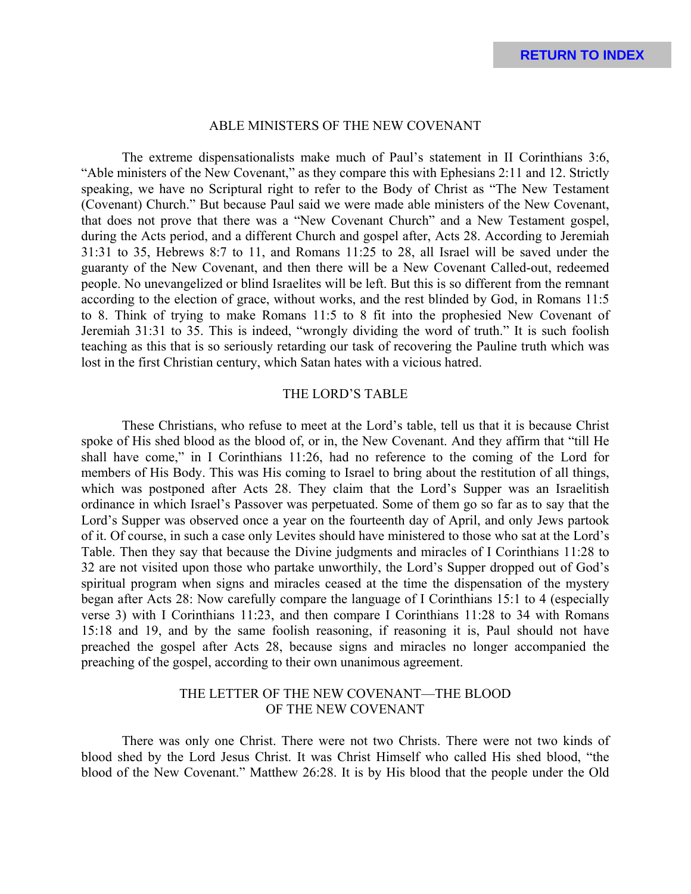## ABLE MINISTERS OF THE NEW COVENANT

The extreme dispensationalists make much of Paul's statement in II Corinthians 3:6, "Able ministers of the New Covenant," as they compare this with Ephesians 2:11 and 12. Strictly speaking, we have no Scriptural right to refer to the Body of Christ as "The New Testament (Covenant) Church." But because Paul said we were made able ministers of the New Covenant, that does not prove that there was a "New Covenant Church" and a New Testament gospel, during the Acts period, and a different Church and gospel after, Acts 28. According to Jeremiah 31:31 to 35, Hebrews 8:7 to 11, and Romans 11:25 to 28, all Israel will be saved under the guaranty of the New Covenant, and then there will be a New Covenant Called-out, redeemed people. No unevangelized or blind Israelites will be left. But this is so different from the remnant according to the election of grace, without works, and the rest blinded by God, in Romans 11:5 to 8. Think of trying to make Romans 11:5 to 8 fit into the prophesied New Covenant of Jeremiah 31:31 to 35. This is indeed, "wrongly dividing the word of truth." It is such foolish teaching as this that is so seriously retarding our task of recovering the Pauline truth which was lost in the first Christian century, which Satan hates with a vicious hatred.

## THE LORD'S TABLE

These Christians, who refuse to meet at the Lord's table, tell us that it is because Christ spoke of His shed blood as the blood of, or in, the New Covenant. And they affirm that "till He shall have come," in I Corinthians 11:26, had no reference to the coming of the Lord for members of His Body. This was His coming to Israel to bring about the restitution of all things, which was postponed after Acts 28. They claim that the Lord's Supper was an Israelitish ordinance in which Israel's Passover was perpetuated. Some of them go so far as to say that the Lord's Supper was observed once a year on the fourteenth day of April, and only Jews partook of it. Of course, in such a case only Levites should have ministered to those who sat at the Lord's Table. Then they say that because the Divine judgments and miracles of I Corinthians 11:28 to 32 are not visited upon those who partake unworthily, the Lord's Supper dropped out of God's spiritual program when signs and miracles ceased at the time the dispensation of the mystery began after Acts 28: Now carefully compare the language of I Corinthians 15:1 to 4 (especially verse 3) with I Corinthians 11:23, and then compare I Corinthians 11:28 to 34 with Romans 15:18 and 19, and by the same foolish reasoning, if reasoning it is, Paul should not have preached the gospel after Acts 28, because signs and miracles no longer accompanied the preaching of the gospel, according to their own unanimous agreement.

## THE LETTER OF THE NEW COVENANT—THE BLOOD OF THE NEW COVENANT

There was only one Christ. There were not two Christs. There were not two kinds of blood shed by the Lord Jesus Christ. It was Christ Himself who called His shed blood, "the blood of the New Covenant." Matthew 26:28. It is by His blood that the people under the Old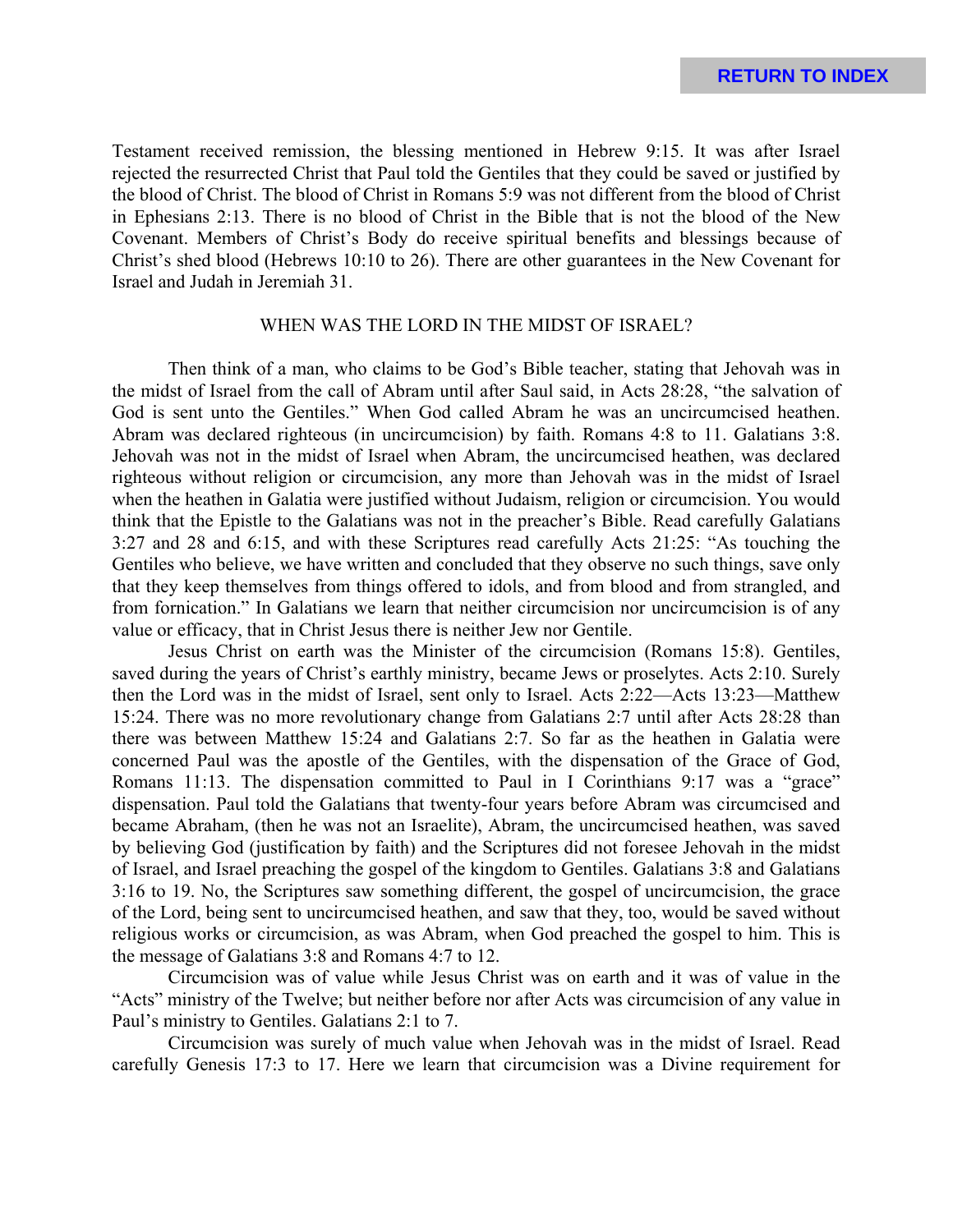Testament received remission, the blessing mentioned in Hebrew 9:15. It was after Israel rejected the resurrected Christ that Paul told the Gentiles that they could be saved or justified by the blood of Christ. The blood of Christ in Romans 5:9 was not different from the blood of Christ in Ephesians 2:13. There is no blood of Christ in the Bible that is not the blood of the New Covenant. Members of Christ's Body do receive spiritual benefits and blessings because of Christ's shed blood (Hebrews 10:10 to 26). There are other guarantees in the New Covenant for Israel and Judah in Jeremiah 31.

## WHEN WAS THE LORD IN THE MIDST OF ISRAEL?

Then think of a man, who claims to be God's Bible teacher, stating that Jehovah was in the midst of Israel from the call of Abram until after Saul said, in Acts 28:28, "the salvation of God is sent unto the Gentiles." When God called Abram he was an uncircumcised heathen. Abram was declared righteous (in uncircumcision) by faith. Romans 4:8 to 11. Galatians 3:8. Jehovah was not in the midst of Israel when Abram, the uncircumcised heathen, was declared righteous without religion or circumcision, any more than Jehovah was in the midst of Israel when the heathen in Galatia were justified without Judaism, religion or circumcision. You would think that the Epistle to the Galatians was not in the preacher's Bible. Read carefully Galatians 3:27 and 28 and 6:15, and with these Scriptures read carefully Acts 21:25: "As touching the Gentiles who believe, we have written and concluded that they observe no such things, save only that they keep themselves from things offered to idols, and from blood and from strangled, and from fornication." In Galatians we learn that neither circumcision nor uncircumcision is of any value or efficacy, that in Christ Jesus there is neither Jew nor Gentile.

Jesus Christ on earth was the Minister of the circumcision (Romans 15:8). Gentiles, saved during the years of Christ's earthly ministry, became Jews or proselytes. Acts 2:10. Surely then the Lord was in the midst of Israel, sent only to Israel. Acts 2:22—Acts 13:23—Matthew 15:24. There was no more revolutionary change from Galatians 2:7 until after Acts 28:28 than there was between Matthew 15:24 and Galatians 2:7. So far as the heathen in Galatia were concerned Paul was the apostle of the Gentiles, with the dispensation of the Grace of God, Romans 11:13. The dispensation committed to Paul in I Corinthians 9:17 was a "grace" dispensation. Paul told the Galatians that twenty-four years before Abram was circumcised and became Abraham, (then he was not an Israelite), Abram, the uncircumcised heathen, was saved by believing God (justification by faith) and the Scriptures did not foresee Jehovah in the midst of Israel, and Israel preaching the gospel of the kingdom to Gentiles. Galatians 3:8 and Galatians 3:16 to 19. No, the Scriptures saw something different, the gospel of uncircumcision, the grace of the Lord, being sent to uncircumcised heathen, and saw that they, too, would be saved without religious works or circumcision, as was Abram, when God preached the gospel to him. This is the message of Galatians 3:8 and Romans 4:7 to 12.

Circumcision was of value while Jesus Christ was on earth and it was of value in the "Acts" ministry of the Twelve; but neither before nor after Acts was circumcision of any value in Paul's ministry to Gentiles. Galatians 2:1 to 7.

Circumcision was surely of much value when Jehovah was in the midst of Israel. Read carefully Genesis 17:3 to 17. Here we learn that circumcision was a Divine requirement for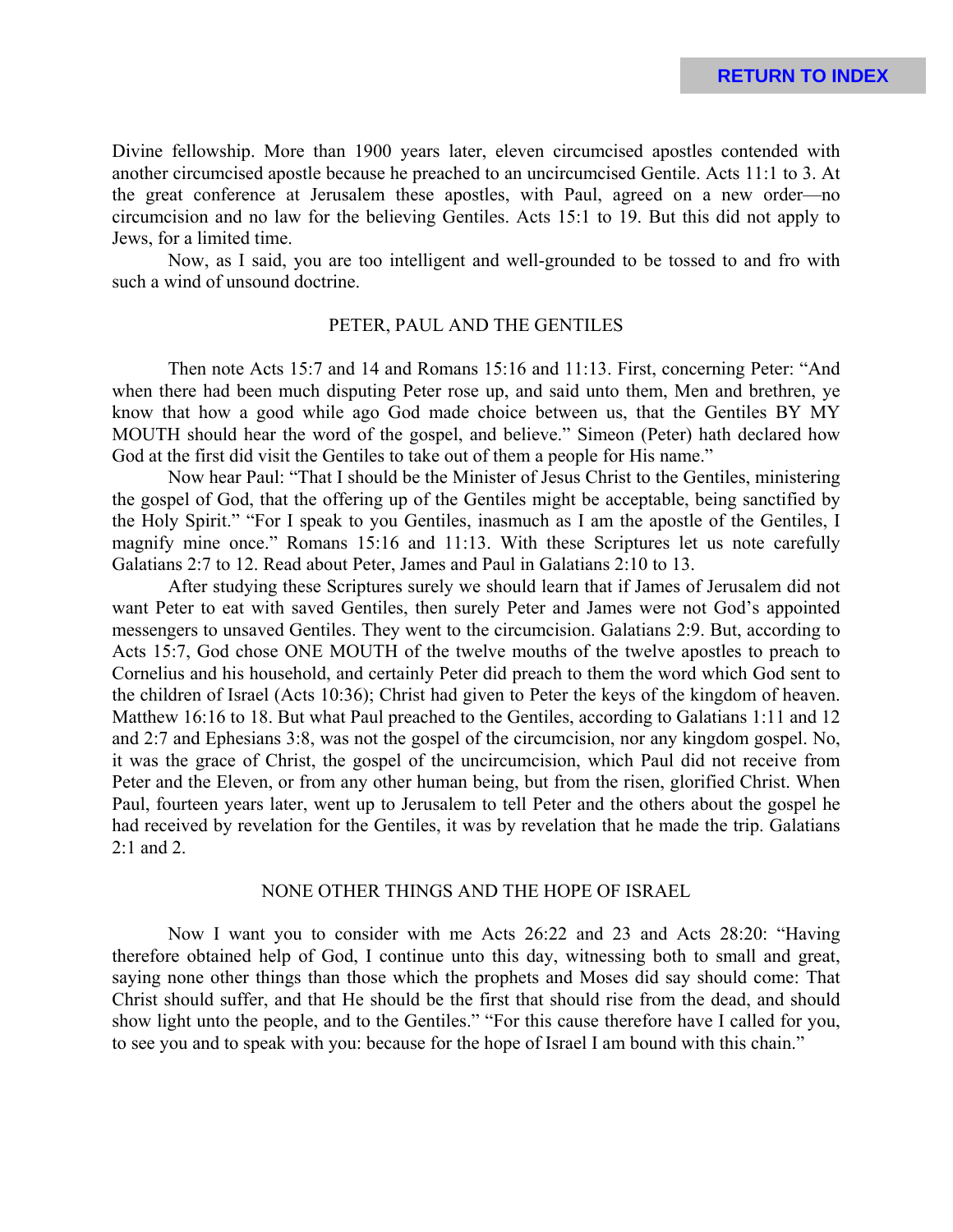Divine fellowship. More than 1900 years later, eleven circumcised apostles contended with another circumcised apostle because he preached to an uncircumcised Gentile. Acts 11:1 to 3. At the great conference at Jerusalem these apostles, with Paul, agreed on a new order—no circumcision and no law for the believing Gentiles. Acts 15:1 to 19. But this did not apply to Jews, for a limited time.

Now, as I said, you are too intelligent and well-grounded to be tossed to and fro with such a wind of unsound doctrine.

## PETER, PAUL AND THE GENTILES

Then note Acts 15:7 and 14 and Romans 15:16 and 11:13. First, concerning Peter: "And when there had been much disputing Peter rose up, and said unto them, Men and brethren, ye know that how a good while ago God made choice between us, that the Gentiles BY MY MOUTH should hear the word of the gospel, and believe." Simeon (Peter) hath declared how God at the first did visit the Gentiles to take out of them a people for His name."

Now hear Paul: "That I should be the Minister of Jesus Christ to the Gentiles, ministering the gospel of God, that the offering up of the Gentiles might be acceptable, being sanctified by the Holy Spirit." "For I speak to you Gentiles, inasmuch as I am the apostle of the Gentiles, I magnify mine once." Romans 15:16 and 11:13. With these Scriptures let us note carefully Galatians 2:7 to 12. Read about Peter, James and Paul in Galatians 2:10 to 13.

After studying these Scriptures surely we should learn that if James of Jerusalem did not want Peter to eat with saved Gentiles, then surely Peter and James were not God's appointed messengers to unsaved Gentiles. They went to the circumcision. Galatians 2:9. But, according to Acts 15:7, God chose ONE MOUTH of the twelve mouths of the twelve apostles to preach to Cornelius and his household, and certainly Peter did preach to them the word which God sent to the children of Israel (Acts 10:36); Christ had given to Peter the keys of the kingdom of heaven. Matthew 16:16 to 18. But what Paul preached to the Gentiles, according to Galatians 1:11 and 12 and 2:7 and Ephesians 3:8, was not the gospel of the circumcision, nor any kingdom gospel. No, it was the grace of Christ, the gospel of the uncircumcision, which Paul did not receive from Peter and the Eleven, or from any other human being, but from the risen, glorified Christ. When Paul, fourteen years later, went up to Jerusalem to tell Peter and the others about the gospel he had received by revelation for the Gentiles, it was by revelation that he made the trip. Galatians 2:1 and 2.

## NONE OTHER THINGS AND THE HOPE OF ISRAEL

Now I want you to consider with me Acts 26:22 and 23 and Acts 28:20: "Having therefore obtained help of God, I continue unto this day, witnessing both to small and great, saying none other things than those which the prophets and Moses did say should come: That Christ should suffer, and that He should be the first that should rise from the dead, and should show light unto the people, and to the Gentiles." "For this cause therefore have I called for you, to see you and to speak with you: because for the hope of Israel I am bound with this chain."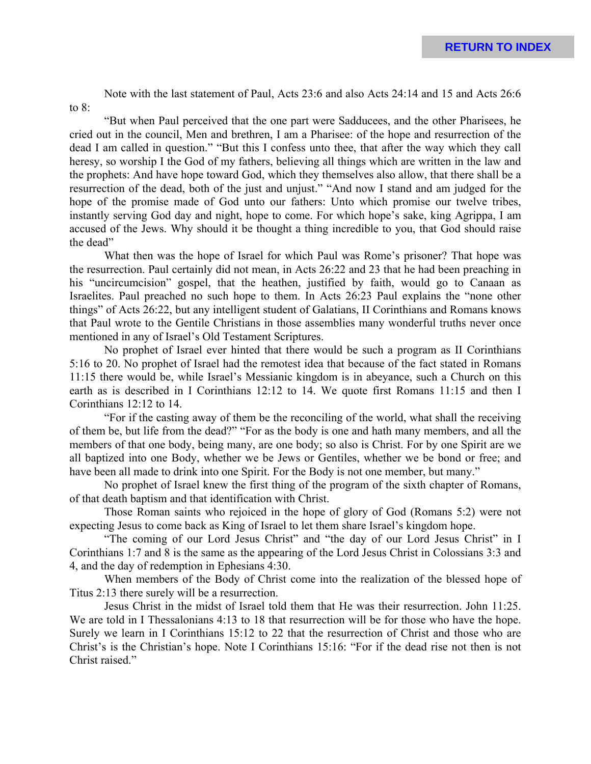Note with the last statement of Paul, Acts 23:6 and also Acts 24:14 and 15 and Acts 26:6 to 8:

"But when Paul perceived that the one part were Sadducees, and the other Pharisees, he cried out in the council, Men and brethren, I am a Pharisee: of the hope and resurrection of the dead I am called in question." "But this I confess unto thee, that after the way which they call heresy, so worship I the God of my fathers, believing all things which are written in the law and the prophets: And have hope toward God, which they themselves also allow, that there shall be a resurrection of the dead, both of the just and unjust." "And now I stand and am judged for the hope of the promise made of God unto our fathers: Unto which promise our twelve tribes, instantly serving God day and night, hope to come. For which hope's sake, king Agrippa, I am accused of the Jews. Why should it be thought a thing incredible to you, that God should raise the dead"

What then was the hope of Israel for which Paul was Rome's prisoner? That hope was the resurrection. Paul certainly did not mean, in Acts 26:22 and 23 that he had been preaching in his "uncircumcision" gospel, that the heathen, justified by faith, would go to Canaan as Israelites. Paul preached no such hope to them. In Acts 26:23 Paul explains the "none other things" of Acts 26:22, but any intelligent student of Galatians, II Corinthians and Romans knows that Paul wrote to the Gentile Christians in those assemblies many wonderful truths never once mentioned in any of Israel's Old Testament Scriptures.

No prophet of Israel ever hinted that there would be such a program as II Corinthians 5:16 to 20. No prophet of Israel had the remotest idea that because of the fact stated in Romans 11:15 there would be, while Israel's Messianic kingdom is in abeyance, such a Church on this earth as is described in I Corinthians 12:12 to 14. We quote first Romans 11:15 and then I Corinthians 12:12 to 14.

"For if the casting away of them be the reconciling of the world, what shall the receiving of them be, but life from the dead?" "For as the body is one and hath many members, and all the members of that one body, being many, are one body; so also is Christ. For by one Spirit are we all baptized into one Body, whether we be Jews or Gentiles, whether we be bond or free; and have been all made to drink into one Spirit. For the Body is not one member, but many."

No prophet of Israel knew the first thing of the program of the sixth chapter of Romans, of that death baptism and that identification with Christ.

Those Roman saints who rejoiced in the hope of glory of God (Romans 5:2) were not expecting Jesus to come back as King of Israel to let them share Israel's kingdom hope.

"The coming of our Lord Jesus Christ" and "the day of our Lord Jesus Christ" in I Corinthians 1:7 and 8 is the same as the appearing of the Lord Jesus Christ in Colossians 3:3 and 4, and the day of redemption in Ephesians 4:30.

When members of the Body of Christ come into the realization of the blessed hope of Titus 2:13 there surely will be a resurrection.

Jesus Christ in the midst of Israel told them that He was their resurrection. John 11:25. We are told in I Thessalonians 4:13 to 18 that resurrection will be for those who have the hope. Surely we learn in I Corinthians 15:12 to 22 that the resurrection of Christ and those who are Christ's is the Christian's hope. Note I Corinthians 15:16: "For if the dead rise not then is not Christ raised."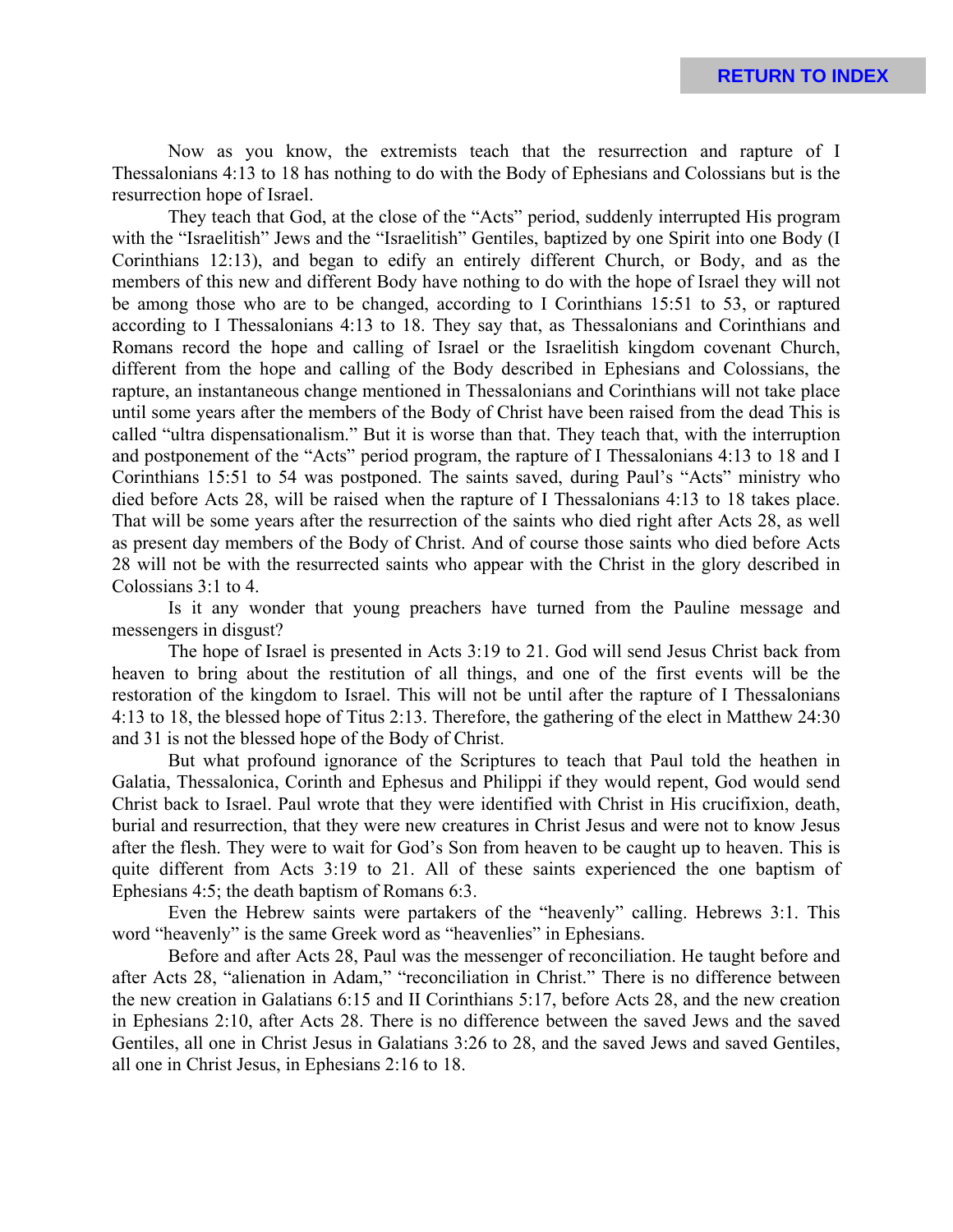Now as you know, the extremists teach that the resurrection and rapture of I Thessalonians 4:13 to 18 has nothing to do with the Body of Ephesians and Colossians but is the resurrection hope of Israel.

They teach that God, at the close of the "Acts" period, suddenly interrupted His program with the "Israelitish" Jews and the "Israelitish" Gentiles, baptized by one Spirit into one Body (I Corinthians 12:13), and began to edify an entirely different Church, or Body, and as the members of this new and different Body have nothing to do with the hope of Israel they will not be among those who are to be changed, according to I Corinthians 15:51 to 53, or raptured according to I Thessalonians 4:13 to 18. They say that, as Thessalonians and Corinthians and Romans record the hope and calling of Israel or the Israelitish kingdom covenant Church, different from the hope and calling of the Body described in Ephesians and Colossians, the rapture, an instantaneous change mentioned in Thessalonians and Corinthians will not take place until some years after the members of the Body of Christ have been raised from the dead This is called "ultra dispensationalism." But it is worse than that. They teach that, with the interruption and postponement of the "Acts" period program, the rapture of I Thessalonians 4:13 to 18 and I Corinthians 15:51 to 54 was postponed. The saints saved, during Paul's "Acts" ministry who died before Acts 28, will be raised when the rapture of I Thessalonians 4:13 to 18 takes place. That will be some years after the resurrection of the saints who died right after Acts 28, as well as present day members of the Body of Christ. And of course those saints who died before Acts 28 will not be with the resurrected saints who appear with the Christ in the glory described in Colossians 3:1 to 4.

Is it any wonder that young preachers have turned from the Pauline message and messengers in disgust?

The hope of Israel is presented in Acts 3:19 to 21. God will send Jesus Christ back from heaven to bring about the restitution of all things, and one of the first events will be the restoration of the kingdom to Israel. This will not be until after the rapture of I Thessalonians 4:13 to 18, the blessed hope of Titus 2:13. Therefore, the gathering of the elect in Matthew 24:30 and 31 is not the blessed hope of the Body of Christ.

But what profound ignorance of the Scriptures to teach that Paul told the heathen in Galatia, Thessalonica, Corinth and Ephesus and Philippi if they would repent, God would send Christ back to Israel. Paul wrote that they were identified with Christ in His crucifixion, death, burial and resurrection, that they were new creatures in Christ Jesus and were not to know Jesus after the flesh. They were to wait for God's Son from heaven to be caught up to heaven. This is quite different from Acts 3:19 to 21. All of these saints experienced the one baptism of Ephesians 4:5; the death baptism of Romans 6:3.

Even the Hebrew saints were partakers of the "heavenly" calling. Hebrews 3:1. This word "heavenly" is the same Greek word as "heavenlies" in Ephesians.

Before and after Acts 28, Paul was the messenger of reconciliation. He taught before and after Acts 28, "alienation in Adam," "reconciliation in Christ." There is no difference between the new creation in Galatians 6:15 and II Corinthians 5:17, before Acts 28, and the new creation in Ephesians 2:10, after Acts 28. There is no difference between the saved Jews and the saved Gentiles, all one in Christ Jesus in Galatians 3:26 to 28, and the saved Jews and saved Gentiles, all one in Christ Jesus, in Ephesians 2:16 to 18.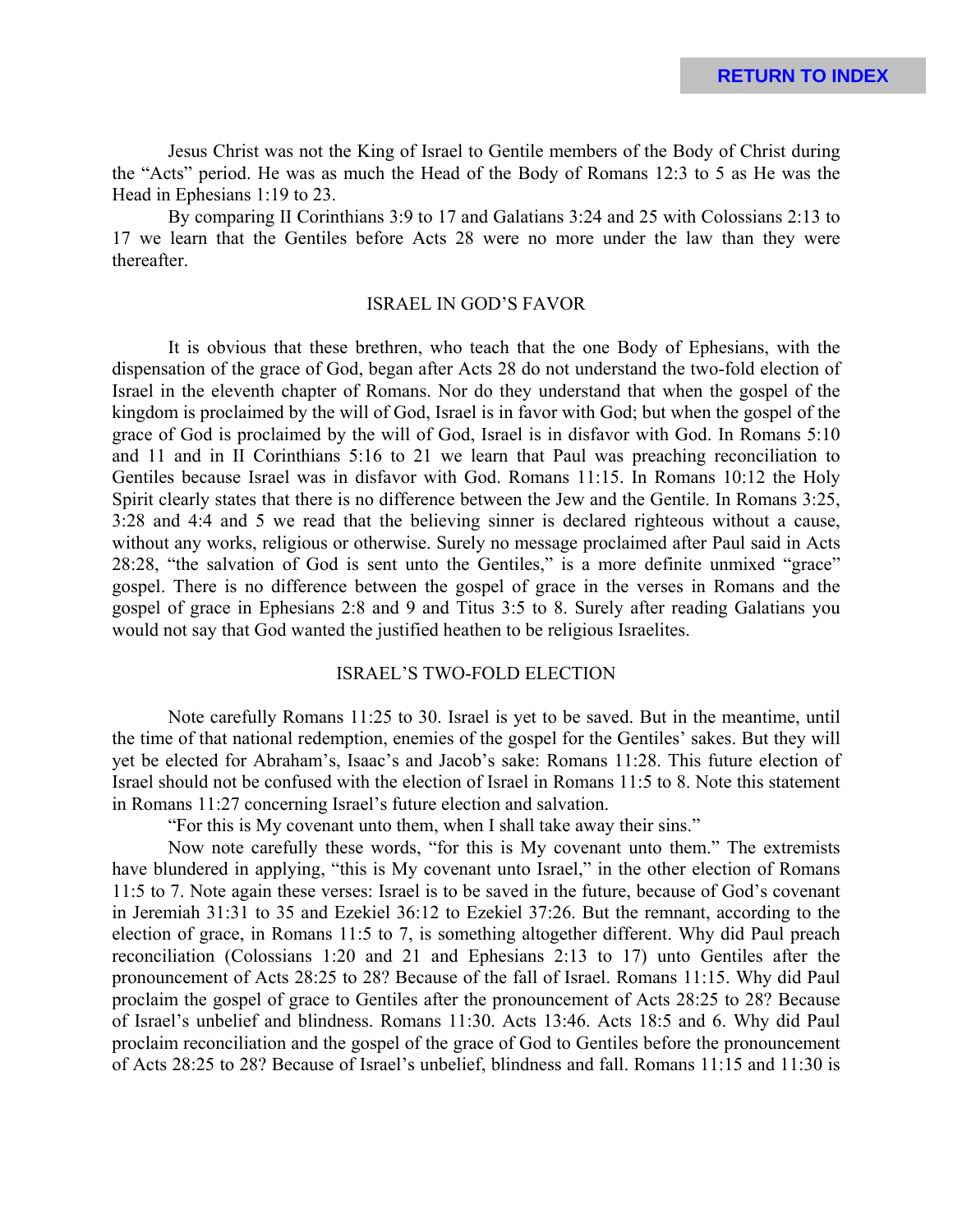Jesus Christ was not the King of Israel to Gentile members of the Body of Christ during the "Acts" period. He was as much the Head of the Body of Romans 12:3 to 5 as He was the Head in Ephesians 1:19 to 23.

By comparing II Corinthians 3:9 to 17 and Galatians 3:24 and 25 with Colossians 2:13 to 17 we learn that the Gentiles before Acts 28 were no more under the law than they were thereafter.

## ISRAEL IN GOD'S FAVOR

It is obvious that these brethren, who teach that the one Body of Ephesians, with the dispensation of the grace of God, began after Acts 28 do not understand the two-fold election of Israel in the eleventh chapter of Romans. Nor do they understand that when the gospel of the kingdom is proclaimed by the will of God, Israel is in favor with God; but when the gospel of the grace of God is proclaimed by the will of God, Israel is in disfavor with God. In Romans 5:10 and 11 and in II Corinthians 5:16 to 21 we learn that Paul was preaching reconciliation to Gentiles because Israel was in disfavor with God. Romans 11:15. In Romans 10:12 the Holy Spirit clearly states that there is no difference between the Jew and the Gentile. In Romans 3:25, 3:28 and 4:4 and 5 we read that the believing sinner is declared righteous without a cause, without any works, religious or otherwise. Surely no message proclaimed after Paul said in Acts 28:28, "the salvation of God is sent unto the Gentiles," is a more definite unmixed "grace" gospel. There is no difference between the gospel of grace in the verses in Romans and the gospel of grace in Ephesians 2:8 and 9 and Titus 3:5 to 8. Surely after reading Galatians you would not say that God wanted the justified heathen to be religious Israelites.

## ISRAEL'S TWO-FOLD ELECTION

Note carefully Romans 11:25 to 30. Israel is yet to be saved. But in the meantime, until the time of that national redemption, enemies of the gospel for the Gentiles' sakes. But they will yet be elected for Abraham's, Isaac's and Jacob's sake: Romans 11:28. This future election of Israel should not be confused with the election of Israel in Romans 11:5 to 8. Note this statement in Romans 11:27 concerning Israel's future election and salvation.

"For this is My covenant unto them, when I shall take away their sins."

Now note carefully these words, "for this is My covenant unto them." The extremists have blundered in applying, "this is My covenant unto Israel," in the other election of Romans 11:5 to 7. Note again these verses: Israel is to be saved in the future, because of God's covenant in Jeremiah 31:31 to 35 and Ezekiel 36:12 to Ezekiel 37:26. But the remnant, according to the election of grace, in Romans 11:5 to 7, is something altogether different. Why did Paul preach reconciliation (Colossians 1:20 and 21 and Ephesians 2:13 to 17) unto Gentiles after the pronouncement of Acts 28:25 to 28? Because of the fall of Israel. Romans 11:15. Why did Paul proclaim the gospel of grace to Gentiles after the pronouncement of Acts 28:25 to 28? Because of Israel's unbelief and blindness. Romans 11:30. Acts 13:46. Acts 18:5 and 6. Why did Paul proclaim reconciliation and the gospel of the grace of God to Gentiles before the pronouncement of Acts 28:25 to 28? Because of Israel's unbelief, blindness and fall. Romans 11:15 and 11:30 is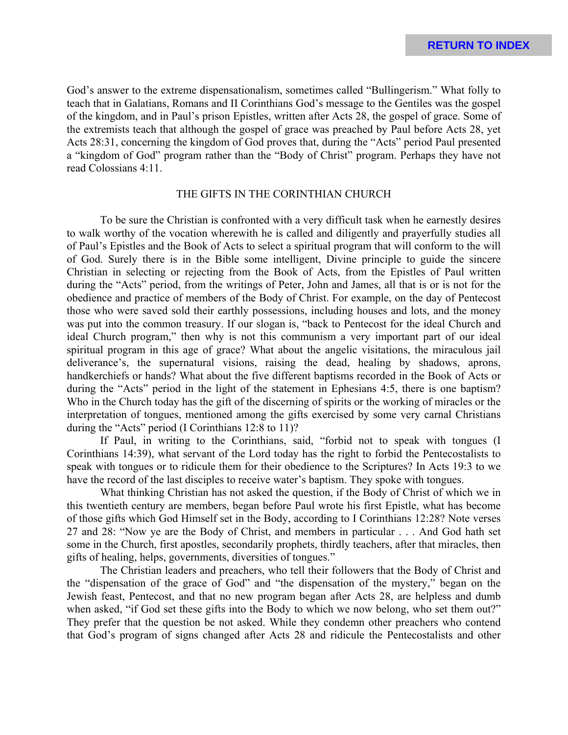God's answer to the extreme dispensationalism, sometimes called "Bullingerism." What folly to teach that in Galatians, Romans and II Corinthians God's message to the Gentiles was the gospel of the kingdom, and in Paul's prison Epistles, written after Acts 28, the gospel of grace. Some of the extremists teach that although the gospel of grace was preached by Paul before Acts 28, yet Acts 28:31, concerning the kingdom of God proves that, during the "Acts" period Paul presented a "kingdom of God" program rather than the "Body of Christ" program. Perhaps they have not read Colossians 4:11.

## THE GIFTS IN THE CORINTHIAN CHURCH

To be sure the Christian is confronted with a very difficult task when he earnestly desires to walk worthy of the vocation wherewith he is called and diligently and prayerfully studies all of Paul's Epistles and the Book of Acts to select a spiritual program that will conform to the will of God. Surely there is in the Bible some intelligent, Divine principle to guide the sincere Christian in selecting or rejecting from the Book of Acts, from the Epistles of Paul written during the "Acts" period, from the writings of Peter, John and James, all that is or is not for the obedience and practice of members of the Body of Christ. For example, on the day of Pentecost those who were saved sold their earthly possessions, including houses and lots, and the money was put into the common treasury. If our slogan is, "back to Pentecost for the ideal Church and ideal Church program," then why is not this communism a very important part of our ideal spiritual program in this age of grace? What about the angelic visitations, the miraculous jail deliverance's, the supernatural visions, raising the dead, healing by shadows, aprons, handkerchiefs or hands? What about the five different baptisms recorded in the Book of Acts or during the "Acts" period in the light of the statement in Ephesians 4:5, there is one baptism? Who in the Church today has the gift of the discerning of spirits or the working of miracles or the interpretation of tongues, mentioned among the gifts exercised by some very carnal Christians during the "Acts" period (I Corinthians 12:8 to 11)?

If Paul, in writing to the Corinthians, said, "forbid not to speak with tongues (I Corinthians 14:39), what servant of the Lord today has the right to forbid the Pentecostalists to speak with tongues or to ridicule them for their obedience to the Scriptures? In Acts 19:3 to we have the record of the last disciples to receive water's baptism. They spoke with tongues.

What thinking Christian has not asked the question, if the Body of Christ of which we in this twentieth century are members, began before Paul wrote his first Epistle, what has become of those gifts which God Himself set in the Body, according to I Corinthians 12:28? Note verses 27 and 28: "Now ye are the Body of Christ, and members in particular . . . And God hath set some in the Church, first apostles, secondarily prophets, thirdly teachers, after that miracles, then gifts of healing, helps, governments, diversities of tongues."

The Christian leaders and preachers, who tell their followers that the Body of Christ and the "dispensation of the grace of God" and "the dispensation of the mystery," began on the Jewish feast, Pentecost, and that no new program began after Acts 28, are helpless and dumb when asked, "if God set these gifts into the Body to which we now belong, who set them out?" They prefer that the question be not asked. While they condemn other preachers who contend that God's program of signs changed after Acts 28 and ridicule the Pentecostalists and other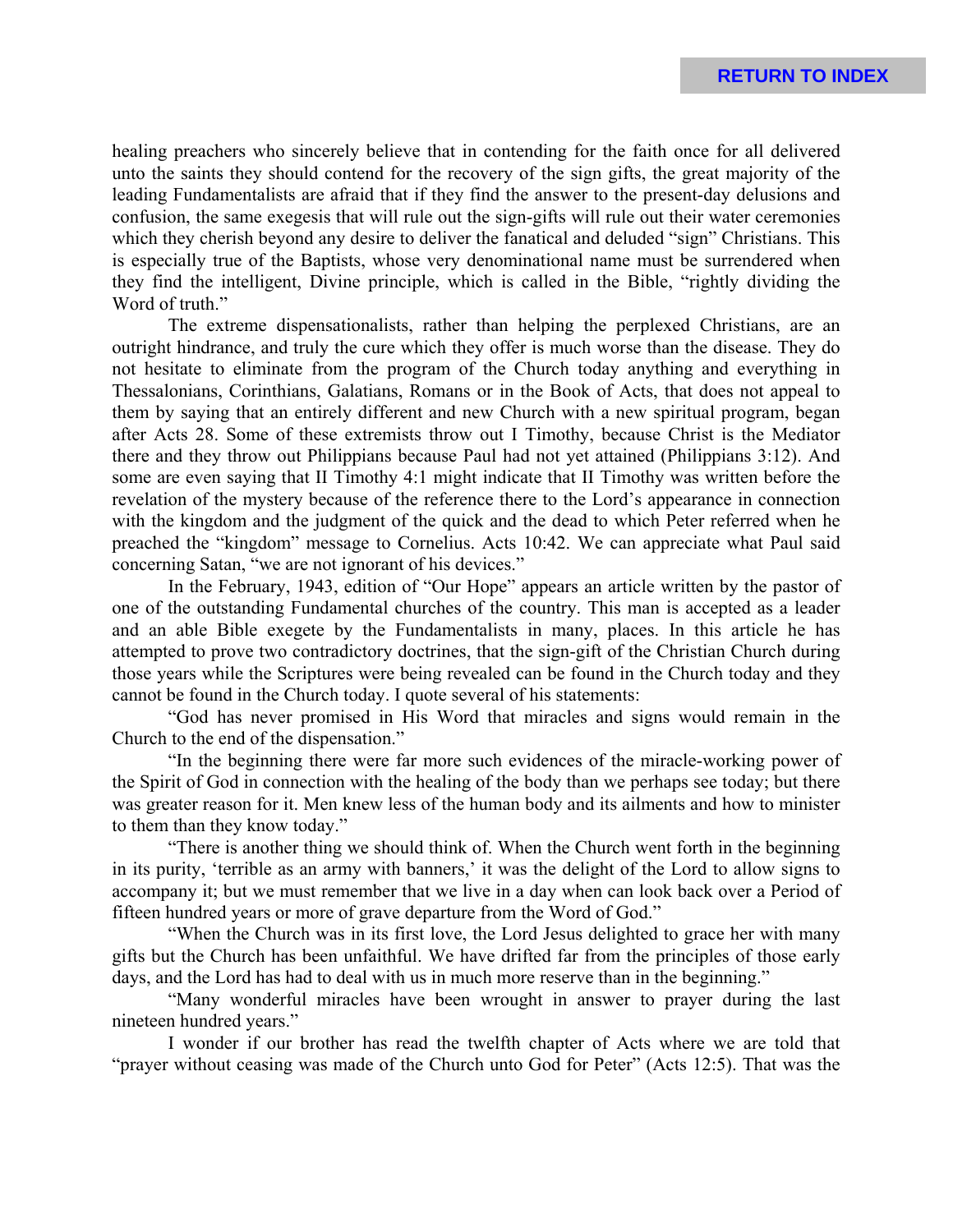healing preachers who sincerely believe that in contending for the faith once for all delivered unto the saints they should contend for the recovery of the sign gifts, the great majority of the leading Fundamentalists are afraid that if they find the answer to the present-day delusions and confusion, the same exegesis that will rule out the sign-gifts will rule out their water ceremonies which they cherish beyond any desire to deliver the fanatical and deluded "sign" Christians. This is especially true of the Baptists, whose very denominational name must be surrendered when they find the intelligent, Divine principle, which is called in the Bible, "rightly dividing the Word of truth."

The extreme dispensationalists, rather than helping the perplexed Christians, are an outright hindrance, and truly the cure which they offer is much worse than the disease. They do not hesitate to eliminate from the program of the Church today anything and everything in Thessalonians, Corinthians, Galatians, Romans or in the Book of Acts, that does not appeal to them by saying that an entirely different and new Church with a new spiritual program, began after Acts 28. Some of these extremists throw out I Timothy, because Christ is the Mediator there and they throw out Philippians because Paul had not yet attained (Philippians 3:12). And some are even saying that II Timothy 4:1 might indicate that II Timothy was written before the revelation of the mystery because of the reference there to the Lord's appearance in connection with the kingdom and the judgment of the quick and the dead to which Peter referred when he preached the "kingdom" message to Cornelius. Acts 10:42. We can appreciate what Paul said concerning Satan, "we are not ignorant of his devices."

In the February, 1943, edition of "Our Hope" appears an article written by the pastor of one of the outstanding Fundamental churches of the country. This man is accepted as a leader and an able Bible exegete by the Fundamentalists in many, places. In this article he has attempted to prove two contradictory doctrines, that the sign-gift of the Christian Church during those years while the Scriptures were being revealed can be found in the Church today and they cannot be found in the Church today. I quote several of his statements:

"God has never promised in His Word that miracles and signs would remain in the Church to the end of the dispensation."

"In the beginning there were far more such evidences of the miracle-working power of the Spirit of God in connection with the healing of the body than we perhaps see today; but there was greater reason for it. Men knew less of the human body and its ailments and how to minister to them than they know today."

"There is another thing we should think of. When the Church went forth in the beginning in its purity, 'terrible as an army with banners,' it was the delight of the Lord to allow signs to accompany it; but we must remember that we live in a day when can look back over a Period of fifteen hundred years or more of grave departure from the Word of God."

"When the Church was in its first love, the Lord Jesus delighted to grace her with many gifts but the Church has been unfaithful. We have drifted far from the principles of those early days, and the Lord has had to deal with us in much more reserve than in the beginning."

"Many wonderful miracles have been wrought in answer to prayer during the last nineteen hundred years."

I wonder if our brother has read the twelfth chapter of Acts where we are told that "prayer without ceasing was made of the Church unto God for Peter" (Acts 12:5). That was the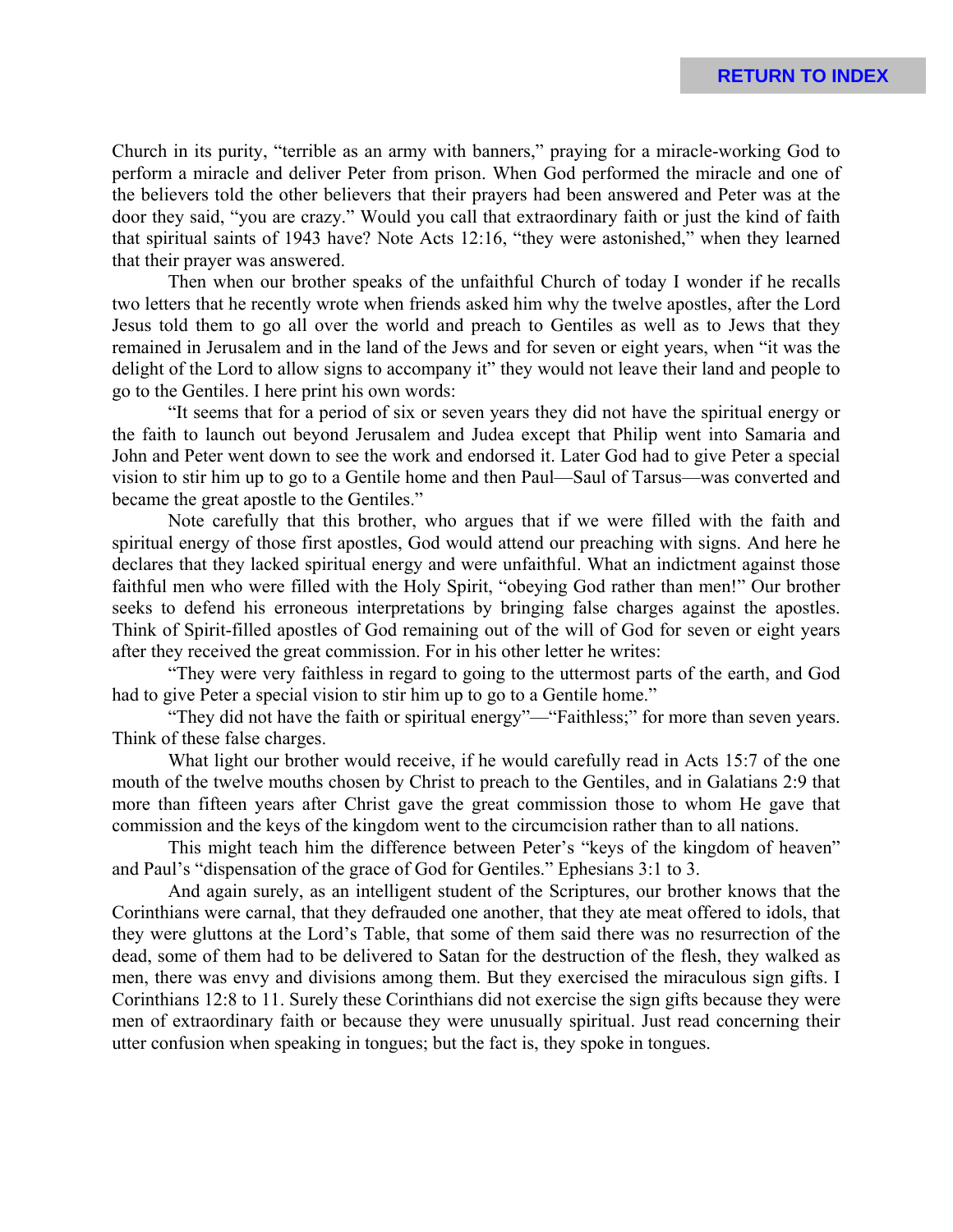Church in its purity, "terrible as an army with banners," praying for a miracle-working God to perform a miracle and deliver Peter from prison. When God performed the miracle and one of the believers told the other believers that their prayers had been answered and Peter was at the door they said, "you are crazy." Would you call that extraordinary faith or just the kind of faith that spiritual saints of 1943 have? Note Acts 12:16, "they were astonished," when they learned that their prayer was answered.

Then when our brother speaks of the unfaithful Church of today I wonder if he recalls two letters that he recently wrote when friends asked him why the twelve apostles, after the Lord Jesus told them to go all over the world and preach to Gentiles as well as to Jews that they remained in Jerusalem and in the land of the Jews and for seven or eight years, when "it was the delight of the Lord to allow signs to accompany it" they would not leave their land and people to go to the Gentiles. I here print his own words:

"It seems that for a period of six or seven years they did not have the spiritual energy or the faith to launch out beyond Jerusalem and Judea except that Philip went into Samaria and John and Peter went down to see the work and endorsed it. Later God had to give Peter a special vision to stir him up to go to a Gentile home and then Paul—Saul of Tarsus—was converted and became the great apostle to the Gentiles."

Note carefully that this brother, who argues that if we were filled with the faith and spiritual energy of those first apostles, God would attend our preaching with signs. And here he declares that they lacked spiritual energy and were unfaithful. What an indictment against those faithful men who were filled with the Holy Spirit, "obeying God rather than men!" Our brother seeks to defend his erroneous interpretations by bringing false charges against the apostles. Think of Spirit-filled apostles of God remaining out of the will of God for seven or eight years after they received the great commission. For in his other letter he writes:

"They were very faithless in regard to going to the uttermost parts of the earth, and God had to give Peter a special vision to stir him up to go to a Gentile home."

"They did not have the faith or spiritual energy"—"Faithless;" for more than seven years. Think of these false charges.

What light our brother would receive, if he would carefully read in Acts 15:7 of the one mouth of the twelve mouths chosen by Christ to preach to the Gentiles, and in Galatians 2:9 that more than fifteen years after Christ gave the great commission those to whom He gave that commission and the keys of the kingdom went to the circumcision rather than to all nations.

This might teach him the difference between Peter's "keys of the kingdom of heaven" and Paul's "dispensation of the grace of God for Gentiles." Ephesians 3:1 to 3.

And again surely, as an intelligent student of the Scriptures, our brother knows that the Corinthians were carnal, that they defrauded one another, that they ate meat offered to idols, that they were gluttons at the Lord's Table, that some of them said there was no resurrection of the dead, some of them had to be delivered to Satan for the destruction of the flesh, they walked as men, there was envy and divisions among them. But they exercised the miraculous sign gifts. I Corinthians 12:8 to 11. Surely these Corinthians did not exercise the sign gifts because they were men of extraordinary faith or because they were unusually spiritual. Just read concerning their utter confusion when speaking in tongues; but the fact is, they spoke in tongues.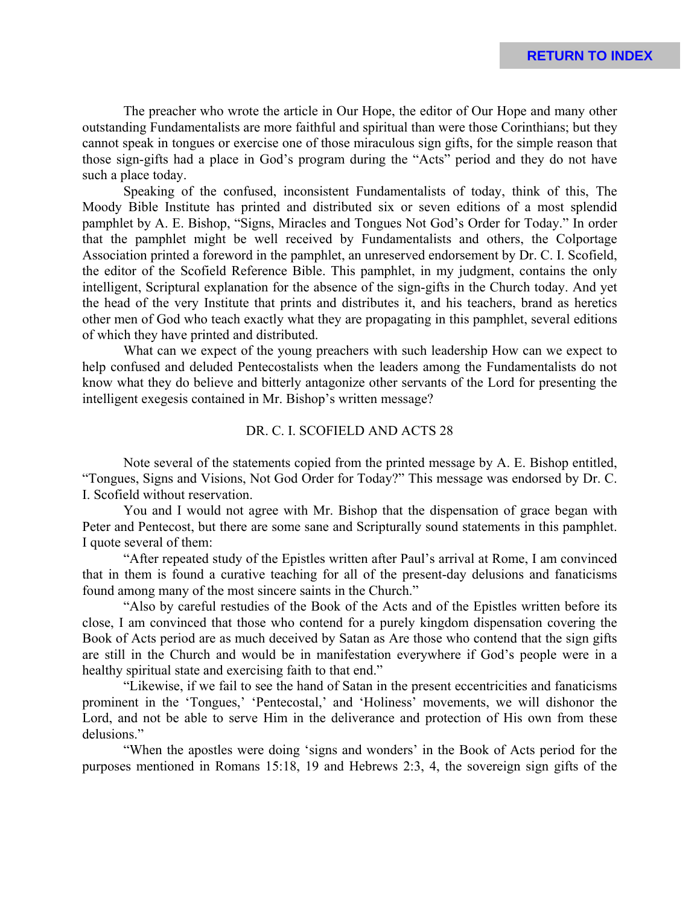The preacher who wrote the article in Our Hope, the editor of Our Hope and many other outstanding Fundamentalists are more faithful and spiritual than were those Corinthians; but they cannot speak in tongues or exercise one of those miraculous sign gifts, for the simple reason that those sign-gifts had a place in God's program during the "Acts" period and they do not have such a place today.

Speaking of the confused, inconsistent Fundamentalists of today, think of this, The Moody Bible Institute has printed and distributed six or seven editions of a most splendid pamphlet by A. E. Bishop, "Signs, Miracles and Tongues Not God's Order for Today." In order that the pamphlet might be well received by Fundamentalists and others, the Colportage Association printed a foreword in the pamphlet, an unreserved endorsement by Dr. C. I. Scofield, the editor of the Scofield Reference Bible. This pamphlet, in my judgment, contains the only intelligent, Scriptural explanation for the absence of the sign-gifts in the Church today. And yet the head of the very Institute that prints and distributes it, and his teachers, brand as heretics other men of God who teach exactly what they are propagating in this pamphlet, several editions of which they have printed and distributed.

What can we expect of the young preachers with such leadership How can we expect to help confused and deluded Pentecostalists when the leaders among the Fundamentalists do not know what they do believe and bitterly antagonize other servants of the Lord for presenting the intelligent exegesis contained in Mr. Bishop's written message?

## DR. C. I. SCOFIELD AND ACTS 28

Note several of the statements copied from the printed message by A. E. Bishop entitled, "Tongues, Signs and Visions, Not God Order for Today?" This message was endorsed by Dr. C. I. Scofield without reservation.

You and I would not agree with Mr. Bishop that the dispensation of grace began with Peter and Pentecost, but there are some sane and Scripturally sound statements in this pamphlet. I quote several of them:

"After repeated study of the Epistles written after Paul's arrival at Rome, I am convinced that in them is found a curative teaching for all of the present-day delusions and fanaticisms found among many of the most sincere saints in the Church."

"Also by careful restudies of the Book of the Acts and of the Epistles written before its close, I am convinced that those who contend for a purely kingdom dispensation covering the Book of Acts period are as much deceived by Satan as Are those who contend that the sign gifts are still in the Church and would be in manifestation everywhere if God's people were in a healthy spiritual state and exercising faith to that end."

"Likewise, if we fail to see the hand of Satan in the present eccentricities and fanaticisms prominent in the 'Tongues,' 'Pentecostal,' and 'Holiness' movements, we will dishonor the Lord, and not be able to serve Him in the deliverance and protection of His own from these delusions."

"When the apostles were doing 'signs and wonders' in the Book of Acts period for the purposes mentioned in Romans 15:18, 19 and Hebrews 2:3, 4, the sovereign sign gifts of the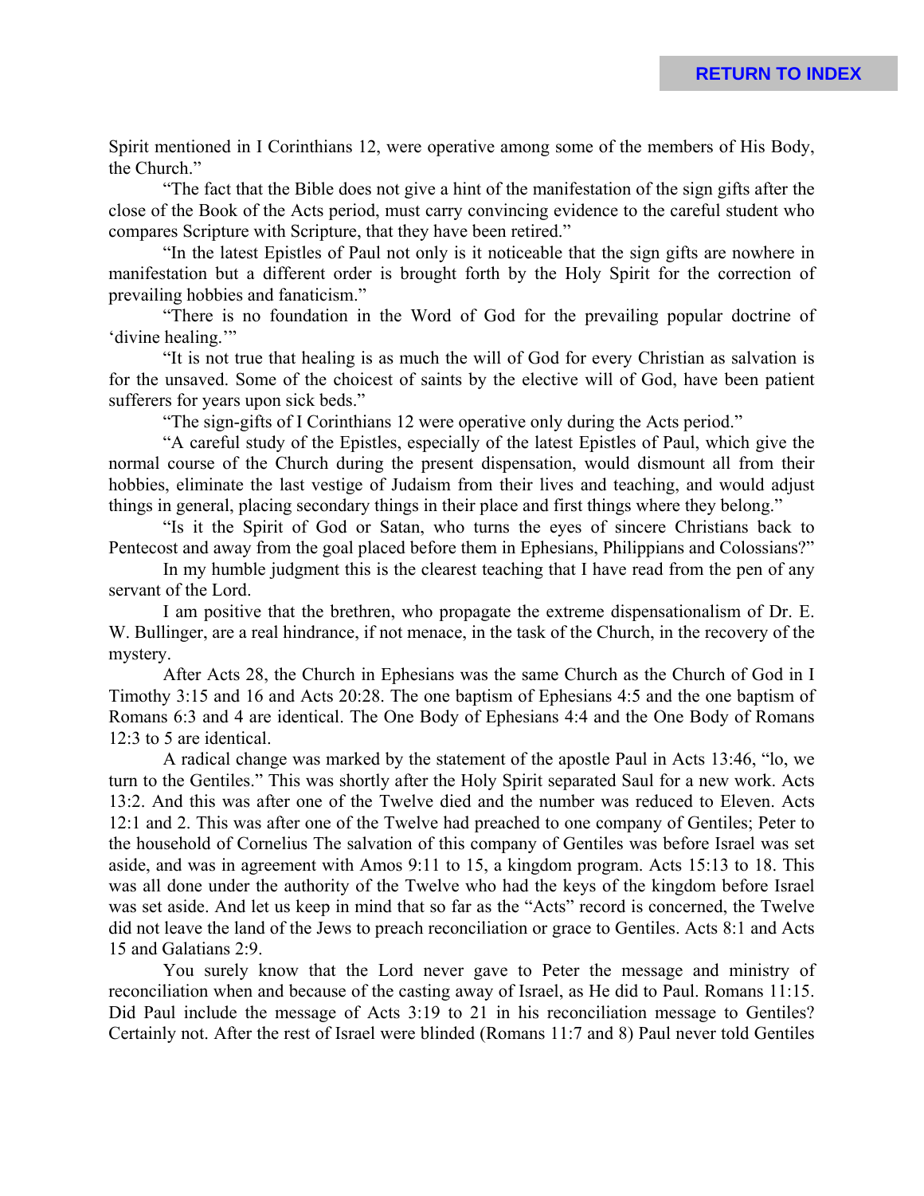Spirit mentioned in I Corinthians 12, were operative among some of the members of His Body, the Church."

"The fact that the Bible does not give a hint of the manifestation of the sign gifts after the close of the Book of the Acts period, must carry convincing evidence to the careful student who compares Scripture with Scripture, that they have been retired."

"In the latest Epistles of Paul not only is it noticeable that the sign gifts are nowhere in manifestation but a different order is brought forth by the Holy Spirit for the correction of prevailing hobbies and fanaticism."

"There is no foundation in the Word of God for the prevailing popular doctrine of 'divine healing.'"

"It is not true that healing is as much the will of God for every Christian as salvation is for the unsaved. Some of the choicest of saints by the elective will of God, have been patient sufferers for years upon sick beds."

"The sign-gifts of I Corinthians 12 were operative only during the Acts period."

"A careful study of the Epistles, especially of the latest Epistles of Paul, which give the normal course of the Church during the present dispensation, would dismount all from their hobbies, eliminate the last vestige of Judaism from their lives and teaching, and would adjust things in general, placing secondary things in their place and first things where they belong."

"Is it the Spirit of God or Satan, who turns the eyes of sincere Christians back to Pentecost and away from the goal placed before them in Ephesians, Philippians and Colossians?"

In my humble judgment this is the clearest teaching that I have read from the pen of any servant of the Lord.

I am positive that the brethren, who propagate the extreme dispensationalism of Dr. E. W. Bullinger, are a real hindrance, if not menace, in the task of the Church, in the recovery of the mystery.

After Acts 28, the Church in Ephesians was the same Church as the Church of God in I Timothy 3:15 and 16 and Acts 20:28. The one baptism of Ephesians 4:5 and the one baptism of Romans 6:3 and 4 are identical. The One Body of Ephesians 4:4 and the One Body of Romans 12:3 to 5 are identical.

A radical change was marked by the statement of the apostle Paul in Acts 13:46, "lo, we turn to the Gentiles." This was shortly after the Holy Spirit separated Saul for a new work. Acts 13:2. And this was after one of the Twelve died and the number was reduced to Eleven. Acts 12:1 and 2. This was after one of the Twelve had preached to one company of Gentiles; Peter to the household of Cornelius The salvation of this company of Gentiles was before Israel was set aside, and was in agreement with Amos 9:11 to 15, a kingdom program. Acts 15:13 to 18. This was all done under the authority of the Twelve who had the keys of the kingdom before Israel was set aside. And let us keep in mind that so far as the "Acts" record is concerned, the Twelve did not leave the land of the Jews to preach reconciliation or grace to Gentiles. Acts 8:1 and Acts 15 and Galatians 2:9.

You surely know that the Lord never gave to Peter the message and ministry of reconciliation when and because of the casting away of Israel, as He did to Paul. Romans 11:15. Did Paul include the message of Acts 3:19 to 21 in his reconciliation message to Gentiles? Certainly not. After the rest of Israel were blinded (Romans 11:7 and 8) Paul never told Gentiles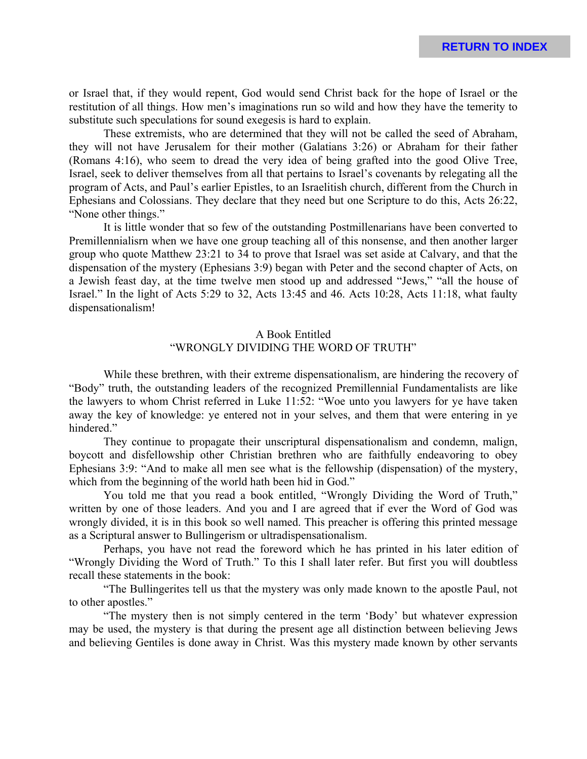or Israel that, if they would repent, God would send Christ back for the hope of Israel or the restitution of all things. How men's imaginations run so wild and how they have the temerity to substitute such speculations for sound exegesis is hard to explain.

These extremists, who are determined that they will not be called the seed of Abraham, they will not have Jerusalem for their mother (Galatians 3:26) or Abraham for their father (Romans 4:16), who seem to dread the very idea of being grafted into the good Olive Tree, Israel, seek to deliver themselves from all that pertains to Israel's covenants by relegating all the program of Acts, and Paul's earlier Epistles, to an Israelitish church, different from the Church in Ephesians and Colossians. They declare that they need but one Scripture to do this, Acts 26:22, "None other things."

It is little wonder that so few of the outstanding Postmillenarians have been converted to Premillennialisrn when we have one group teaching all of this nonsense, and then another larger group who quote Matthew 23:21 to 34 to prove that Israel was set aside at Calvary, and that the dispensation of the mystery (Ephesians 3:9) began with Peter and the second chapter of Acts, on a Jewish feast day, at the time twelve men stood up and addressed "Jews," "all the house of Israel." In the light of Acts 5:29 to 32, Acts 13:45 and 46. Acts 10:28, Acts 11:18, what faulty dispensationalism!

## A Book Entitled "WRONGLY DIVIDING THE WORD OF TRUTH"

While these brethren, with their extreme dispensationalism, are hindering the recovery of "Body" truth, the outstanding leaders of the recognized Premillennial Fundamentalists are like the lawyers to whom Christ referred in Luke 11:52: "Woe unto you lawyers for ye have taken away the key of knowledge: ye entered not in your selves, and them that were entering in ye hindered."

They continue to propagate their unscriptural dispensationalism and condemn, malign, boycott and disfellowship other Christian brethren who are faithfully endeavoring to obey Ephesians 3:9: "And to make all men see what is the fellowship (dispensation) of the mystery, which from the beginning of the world hath been hid in God."

You told me that you read a book entitled, "Wrongly Dividing the Word of Truth," written by one of those leaders. And you and I are agreed that if ever the Word of God was wrongly divided, it is in this book so well named. This preacher is offering this printed message as a Scriptural answer to Bullingerism or ultradispensationalism.

Perhaps, you have not read the foreword which he has printed in his later edition of "Wrongly Dividing the Word of Truth." To this I shall later refer. But first you will doubtless recall these statements in the book:

"The Bullingerites tell us that the mystery was only made known to the apostle Paul, not to other apostles."

"The mystery then is not simply centered in the term 'Body' but whatever expression may be used, the mystery is that during the present age all distinction between believing Jews and believing Gentiles is done away in Christ. Was this mystery made known by other servants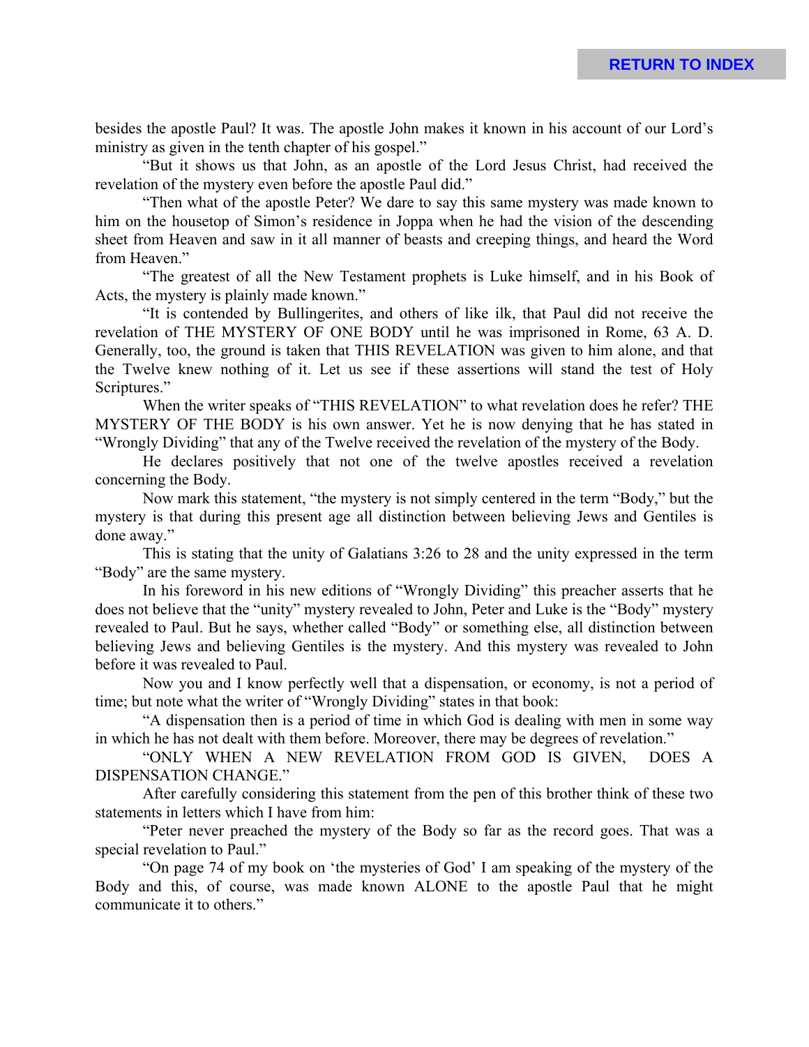besides the apostle Paul? It was. The apostle John makes it known in his account of our Lord's ministry as given in the tenth chapter of his gospel."

"But it shows us that John, as an apostle of the Lord Jesus Christ, had received the revelation of the mystery even before the apostle Paul did."

"Then what of the apostle Peter? We dare to say this same mystery was made known to him on the housetop of Simon's residence in Joppa when he had the vision of the descending sheet from Heaven and saw in it all manner of beasts and creeping things, and heard the Word from Heaven."

"The greatest of all the New Testament prophets is Luke himself, and in his Book of Acts, the mystery is plainly made known."

"It is contended by Bullingerites, and others of like ilk, that Paul did not receive the revelation of THE MYSTERY OF ONE BODY until he was imprisoned in Rome, 63 A. D. Generally, too, the ground is taken that THIS REVELATION was given to him alone, and that the Twelve knew nothing of it. Let us see if these assertions will stand the test of Holy Scriptures."

When the writer speaks of "THIS REVELATION" to what revelation does he refer? THE MYSTERY OF THE BODY is his own answer. Yet he is now denying that he has stated in "Wrongly Dividing" that any of the Twelve received the revelation of the mystery of the Body.

He declares positively that not one of the twelve apostles received a revelation concerning the Body.

Now mark this statement, "the mystery is not simply centered in the term "Body," but the mystery is that during this present age all distinction between believing Jews and Gentiles is done away."

This is stating that the unity of Galatians 3:26 to 28 and the unity expressed in the term "Body" are the same mystery.

In his foreword in his new editions of "Wrongly Dividing" this preacher asserts that he does not believe that the "unity" mystery revealed to John, Peter and Luke is the "Body" mystery revealed to Paul. But he says, whether called "Body" or something else, all distinction between believing Jews and believing Gentiles is the mystery. And this mystery was revealed to John before it was revealed to Paul.

Now you and I know perfectly well that a dispensation, or economy, is not a period of time; but note what the writer of "Wrongly Dividing" states in that book:

"A dispensation then is a period of time in which God is dealing with men in some way in which he has not dealt with them before. Moreover, there may be degrees of revelation."

"ONLY WHEN A NEW REVELATION FROM GOD IS GIVEN, DOES A DISPENSATION CHANGE."

After carefully considering this statement from the pen of this brother think of these two statements in letters which I have from him:

"Peter never preached the mystery of the Body so far as the record goes. That was a special revelation to Paul."

"On page 74 of my book on 'the mysteries of God' I am speaking of the mystery of the Body and this, of course, was made known ALONE to the apostle Paul that he might communicate it to others."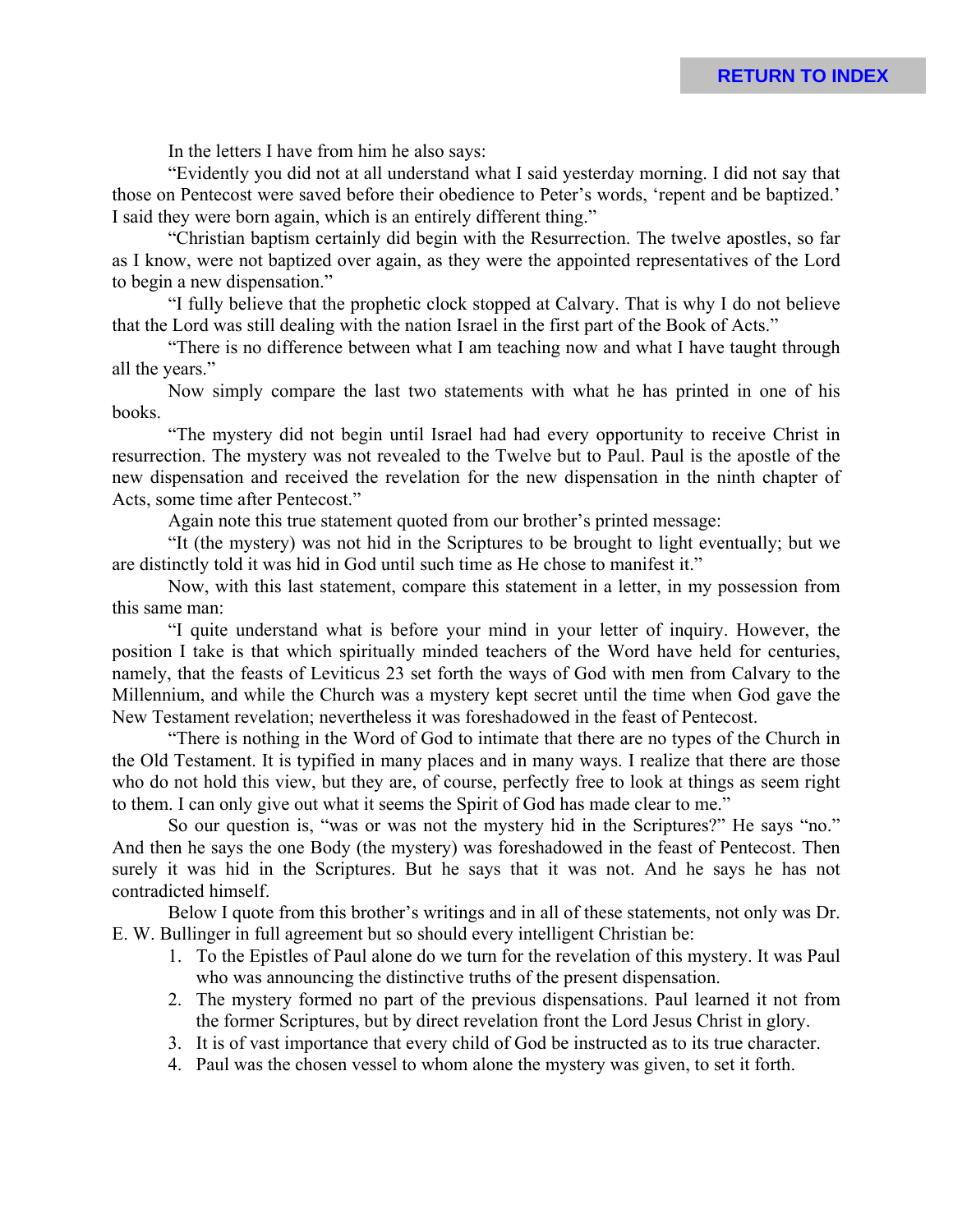In the letters I have from him he also says:

"Evidently you did not at all understand what I said yesterday morning. I did not say that those on Pentecost were saved before their obedience to Peter's words, 'repent and be baptized.' I said they were born again, which is an entirely different thing."

"Christian baptism certainly did begin with the Resurrection. The twelve apostles, so far as I know, were not baptized over again, as they were the appointed representatives of the Lord to begin a new dispensation."

"I fully believe that the prophetic clock stopped at Calvary. That is why I do not believe that the Lord was still dealing with the nation Israel in the first part of the Book of Acts."

"There is no difference between what I am teaching now and what I have taught through all the years."

Now simply compare the last two statements with what he has printed in one of his books.

"The mystery did not begin until Israel had had every opportunity to receive Christ in resurrection. The mystery was not revealed to the Twelve but to Paul. Paul is the apostle of the new dispensation and received the revelation for the new dispensation in the ninth chapter of Acts, some time after Pentecost."

Again note this true statement quoted from our brother's printed message:

"It (the mystery) was not hid in the Scriptures to be brought to light eventually; but we are distinctly told it was hid in God until such time as He chose to manifest it."

Now, with this last statement, compare this statement in a letter, in my possession from this same man:

"I quite understand what is before your mind in your letter of inquiry. However, the position I take is that which spiritually minded teachers of the Word have held for centuries, namely, that the feasts of Leviticus 23 set forth the ways of God with men from Calvary to the Millennium, and while the Church was a mystery kept secret until the time when God gave the New Testament revelation; nevertheless it was foreshadowed in the feast of Pentecost.

"There is nothing in the Word of God to intimate that there are no types of the Church in the Old Testament. It is typified in many places and in many ways. I realize that there are those who do not hold this view, but they are, of course, perfectly free to look at things as seem right to them. I can only give out what it seems the Spirit of God has made clear to me."

So our question is, "was or was not the mystery hid in the Scriptures?" He says "no." And then he says the one Body (the mystery) was foreshadowed in the feast of Pentecost. Then surely it was hid in the Scriptures. But he says that it was not. And he says he has not contradicted himself.

Below I quote from this brother's writings and in all of these statements, not only was Dr. E. W. Bullinger in full agreement but so should every intelligent Christian be:

1. To the Epistles of Paul alone do we turn for the revelation of this mystery. It was Paul who was announcing the distinctive truths of the present dispensation.
2. The mystery formed no part of the previous dispensations. Paul learned it not from the former Scriptures, but by direct revelation front the Lord Jesus Christ in glory.
3. It is of vast importance that every child of God be instructed as to its true character.
4. Paul was the chosen vessel to whom alone the mystery was given, to set it forth.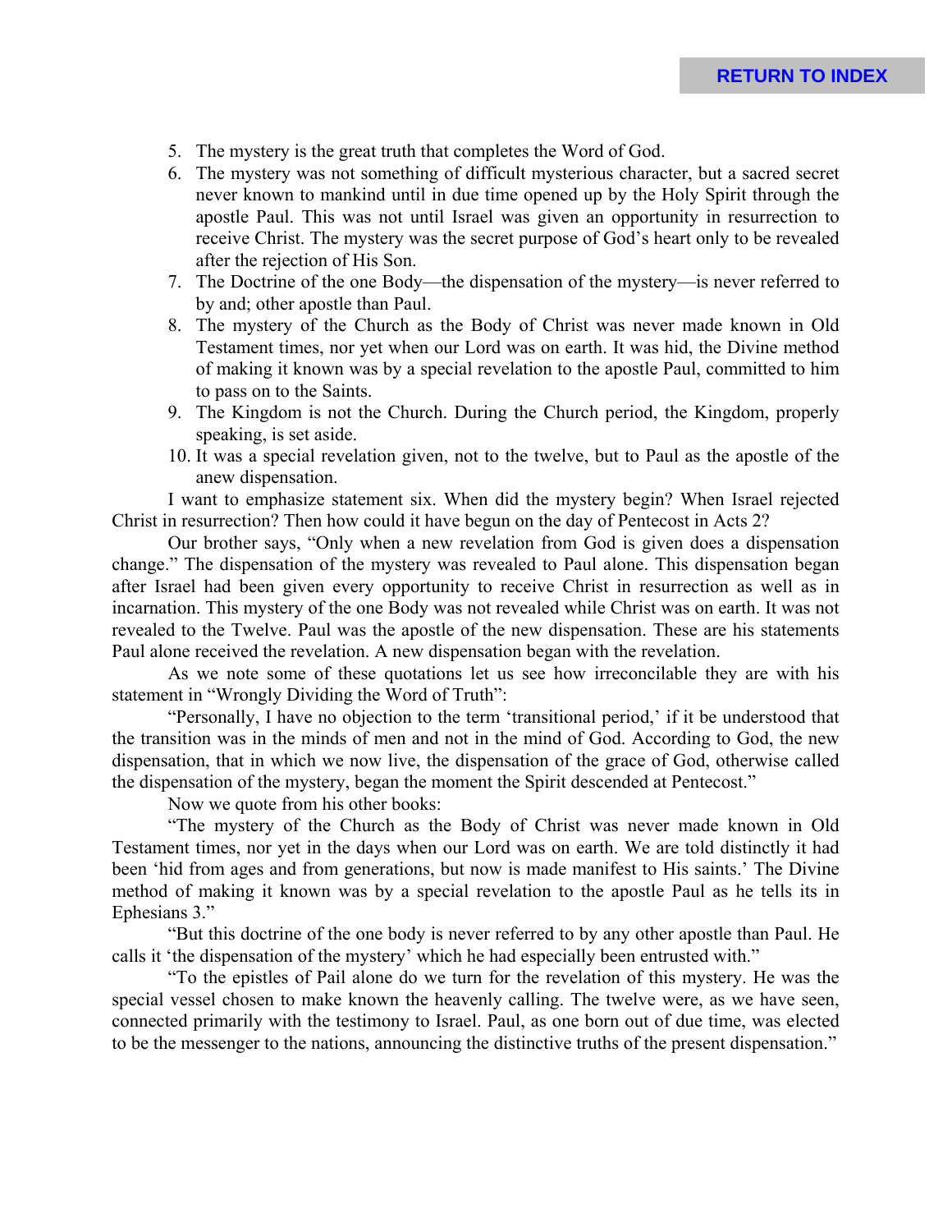5. The mystery is the great truth that completes the Word of God.
6. The mystery was not something of difficult mysterious character, but a sacred secret never known to mankind until in due time opened up by the Holy Spirit through the apostle Paul. This was not until Israel was given an opportunity in resurrection to receive Christ. The mystery was the secret purpose of God's heart only to be revealed after the rejection of His Son.
7. The Doctrine of the one Body—the dispensation of the mystery—is never referred to by and; other apostle than Paul.
8. The mystery of the Church as the Body of Christ was never made known in Old Testament times, nor yet when our Lord was on earth. It was hid, the Divine method of making it known was by a special revelation to the apostle Paul, committed to him to pass on to the Saints.
9. The Kingdom is not the Church. During the Church period, the Kingdom, properly speaking, is set aside.
10. It was a special revelation given, not to the twelve, but to Paul as the apostle of the anew dispensation.

I want to emphasize statement six. When did the mystery begin? When Israel rejected Christ in resurrection? Then how could it have begun on the day of Pentecost in Acts 2?

Our brother says, "Only when a new revelation from God is given does a dispensation change." The dispensation of the mystery was revealed to Paul alone. This dispensation began after Israel had been given every opportunity to receive Christ in resurrection as well as in incarnation. This mystery of the one Body was not revealed while Christ was on earth. It was not revealed to the Twelve. Paul was the apostle of the new dispensation. These are his statements Paul alone received the revelation. A new dispensation began with the revelation.

As we note some of these quotations let us see how irreconcilable they are with his statement in "Wrongly Dividing the Word of Truth":

"Personally, I have no objection to the term 'transitional period,' if it be understood that the transition was in the minds of men and not in the mind of God. According to God, the new dispensation, that in which we now live, the dispensation of the grace of God, otherwise called the dispensation of the mystery, began the moment the Spirit descended at Pentecost."

Now we quote from his other books:

"The mystery of the Church as the Body of Christ was never made known in Old Testament times, nor yet in the days when our Lord was on earth. We are told distinctly it had been 'hid from ages and from generations, but now is made manifest to His saints.' The Divine method of making it known was by a special revelation to the apostle Paul as he tells its in Ephesians 3."

"But this doctrine of the one body is never referred to by any other apostle than Paul. He calls it 'the dispensation of the mystery' which he had especially been entrusted with."

"To the epistles of Pail alone do we turn for the revelation of this mystery. He was the special vessel chosen to make known the heavenly calling. The twelve were, as we have seen, connected primarily with the testimony to Israel. Paul, as one born out of due time, was elected to be the messenger to the nations, announcing the distinctive truths of the present dispensation."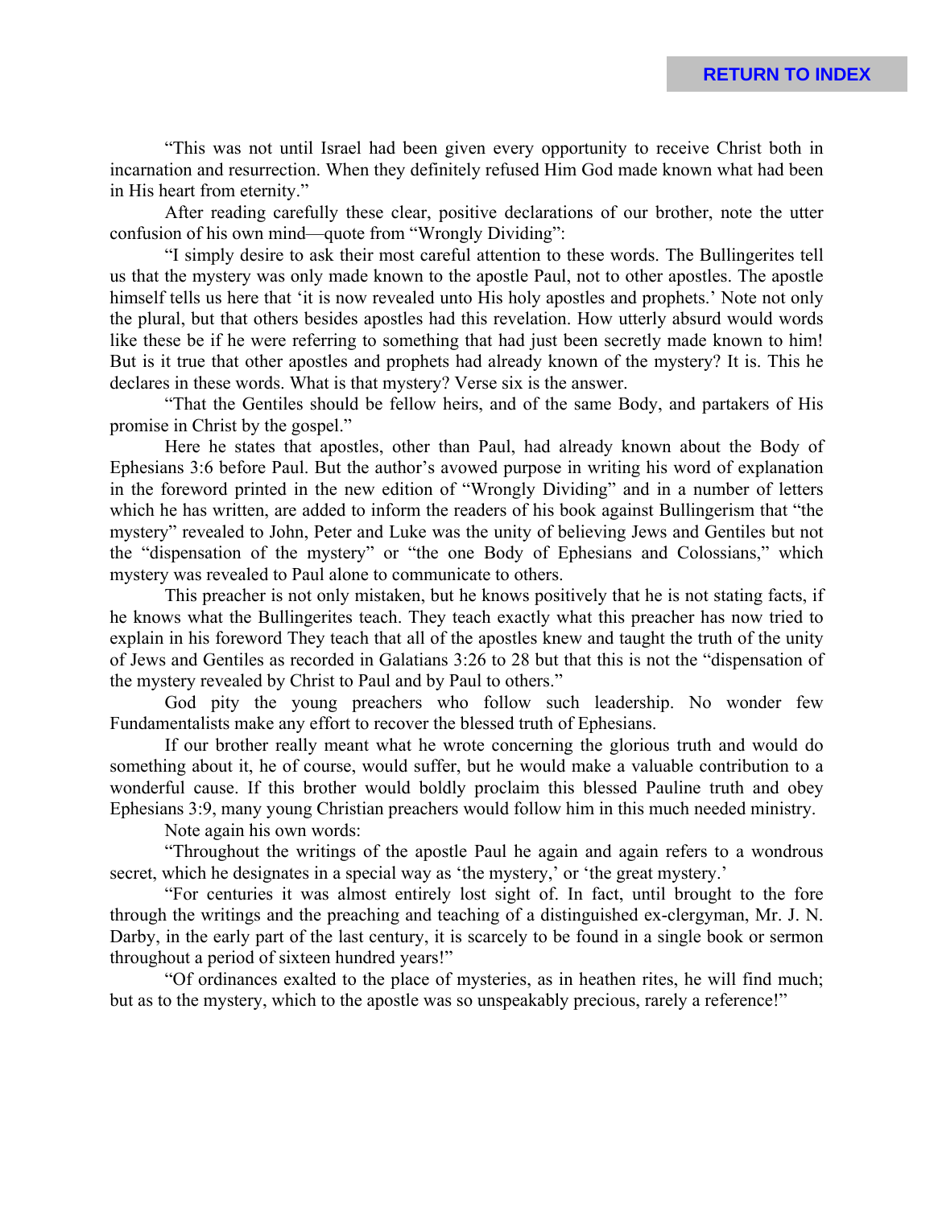"This was not until Israel had been given every opportunity to receive Christ both in incarnation and resurrection. When they definitely refused Him God made known what had been in His heart from eternity."

After reading carefully these clear, positive declarations of our brother, note the utter confusion of his own mind—quote from "Wrongly Dividing":

"I simply desire to ask their most careful attention to these words. The Bullingerites tell us that the mystery was only made known to the apostle Paul, not to other apostles. The apostle himself tells us here that 'it is now revealed unto His holy apostles and prophets.' Note not only the plural, but that others besides apostles had this revelation. How utterly absurd would words like these be if he were referring to something that had just been secretly made known to him! But is it true that other apostles and prophets had already known of the mystery? It is. This he declares in these words. What is that mystery? Verse six is the answer.

"That the Gentiles should be fellow heirs, and of the same Body, and partakers of His promise in Christ by the gospel."

Here he states that apostles, other than Paul, had already known about the Body of Ephesians 3:6 before Paul. But the author's avowed purpose in writing his word of explanation in the foreword printed in the new edition of "Wrongly Dividing" and in a number of letters which he has written, are added to inform the readers of his book against Bullingerism that "the mystery" revealed to John, Peter and Luke was the unity of believing Jews and Gentiles but not the "dispensation of the mystery" or "the one Body of Ephesians and Colossians," which mystery was revealed to Paul alone to communicate to others.

This preacher is not only mistaken, but he knows positively that he is not stating facts, if he knows what the Bullingerites teach. They teach exactly what this preacher has now tried to explain in his foreword They teach that all of the apostles knew and taught the truth of the unity of Jews and Gentiles as recorded in Galatians 3:26 to 28 but that this is not the "dispensation of the mystery revealed by Christ to Paul and by Paul to others."

God pity the young preachers who follow such leadership. No wonder few Fundamentalists make any effort to recover the blessed truth of Ephesians.

If our brother really meant what he wrote concerning the glorious truth and would do something about it, he of course, would suffer, but he would make a valuable contribution to a wonderful cause. If this brother would boldly proclaim this blessed Pauline truth and obey Ephesians 3:9, many young Christian preachers would follow him in this much needed ministry.

Note again his own words:

"Throughout the writings of the apostle Paul he again and again refers to a wondrous secret, which he designates in a special way as 'the mystery,' or 'the great mystery.'

"For centuries it was almost entirely lost sight of. In fact, until brought to the fore through the writings and the preaching and teaching of a distinguished ex-clergyman, Mr. J. N. Darby, in the early part of the last century, it is scarcely to be found in a single book or sermon throughout a period of sixteen hundred years!"

"Of ordinances exalted to the place of mysteries, as in heathen rites, he will find much; but as to the mystery, which to the apostle was so unspeakably precious, rarely a reference!"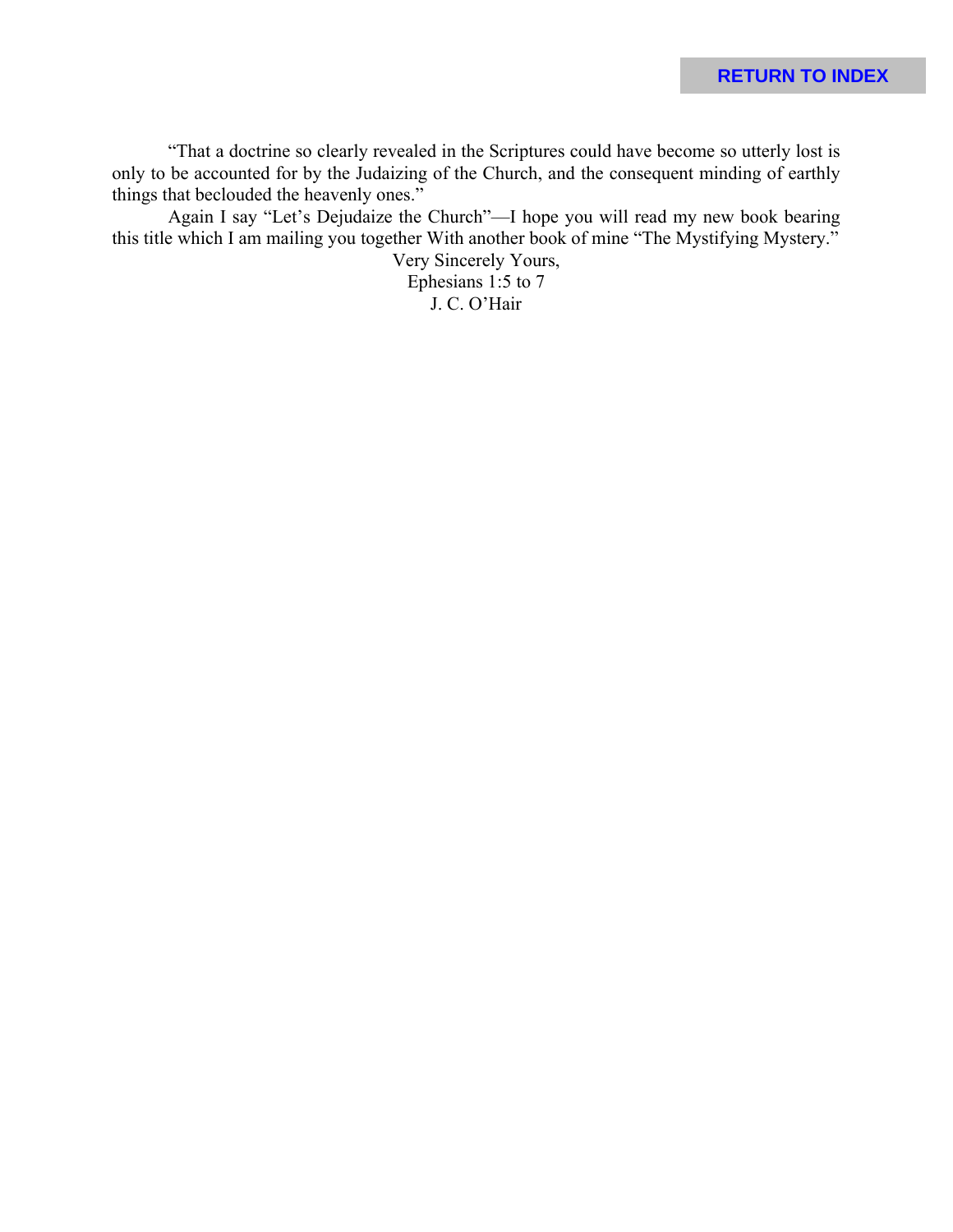"That a doctrine so clearly revealed in the Scriptures could have become so utterly lost is only to be accounted for by the Judaizing of the Church, and the consequent minding of earthly things that beclouded the heavenly ones."

Again I say "Let's Dejudaize the Church"—I hope you will read my new book bearing this title which I am mailing you together With another book of mine "The Mystifying Mystery."

Very Sincerely Yours,
Ephesians 1:5 to 7
J. C. O'Hair